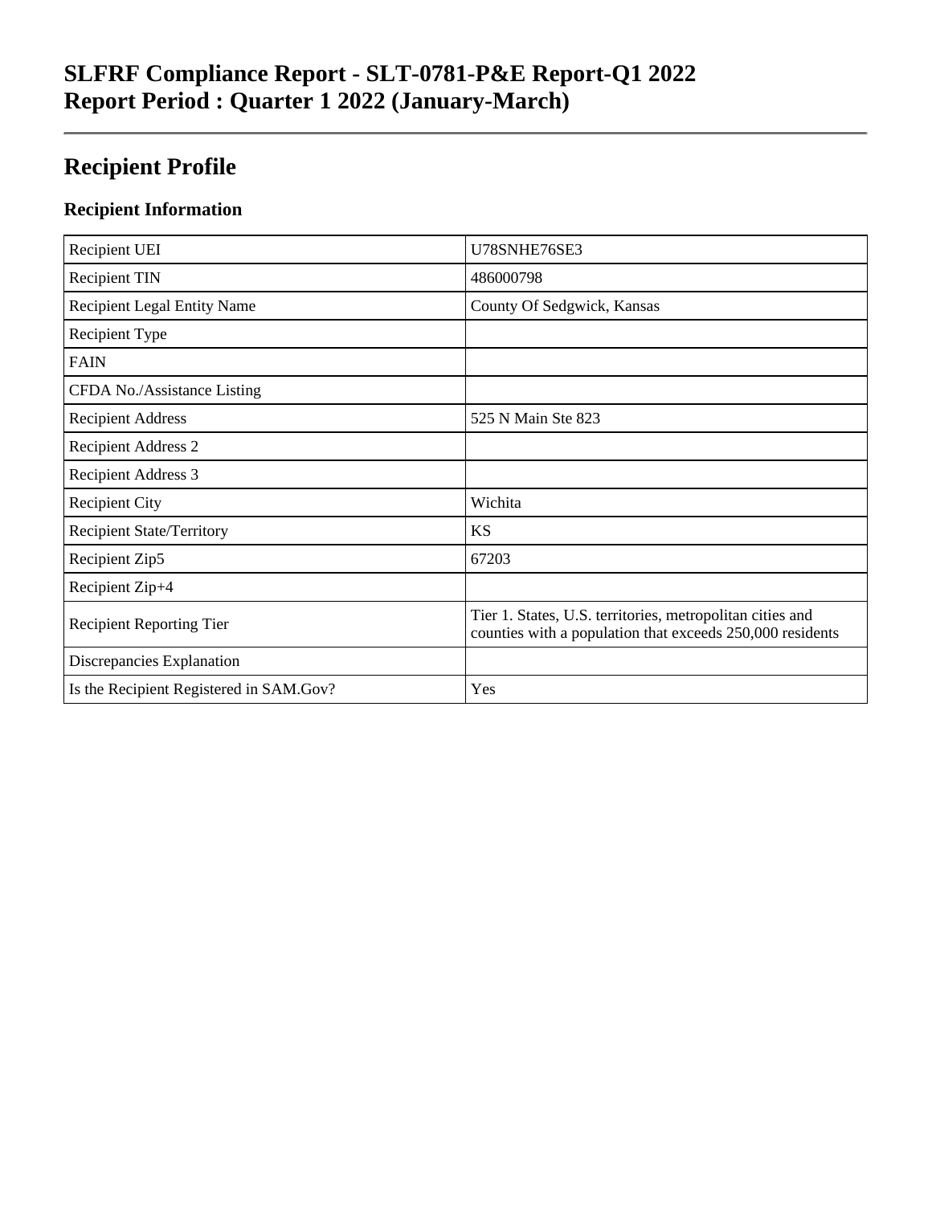# SLFRF Compliance Report - SLT-0781-P&E Report-Q1 2022
# Report Period : Quarter 1 2022 (January-March)

---

## Recipient Profile

### Recipient Information

| | |
|---|---|
| Recipient UEI | U78SNHE76SE3 |
| Recipient TIN | 486000798 |
| Recipient Legal Entity Name | County Of Sedgwick, Kansas |
| Recipient Type | |
| FAIN | |
| CFDA No./Assistance Listing | |
| Recipient Address | 525 N Main Ste 823 |
| Recipient Address 2 | |
| Recipient Address 3 | |
| Recipient City | Wichita |
| Recipient State/Territory | KS |
| Recipient Zip5 | 67203 |
| Recipient Zip+4 | |
| Recipient Reporting Tier | Tier 1. States, U.S. territories, metropolitan cities and counties with a population that exceeds 250,000 residents |
| Discrepancies Explanation | |
| Is the Recipient Registered in SAM.Gov? | Yes |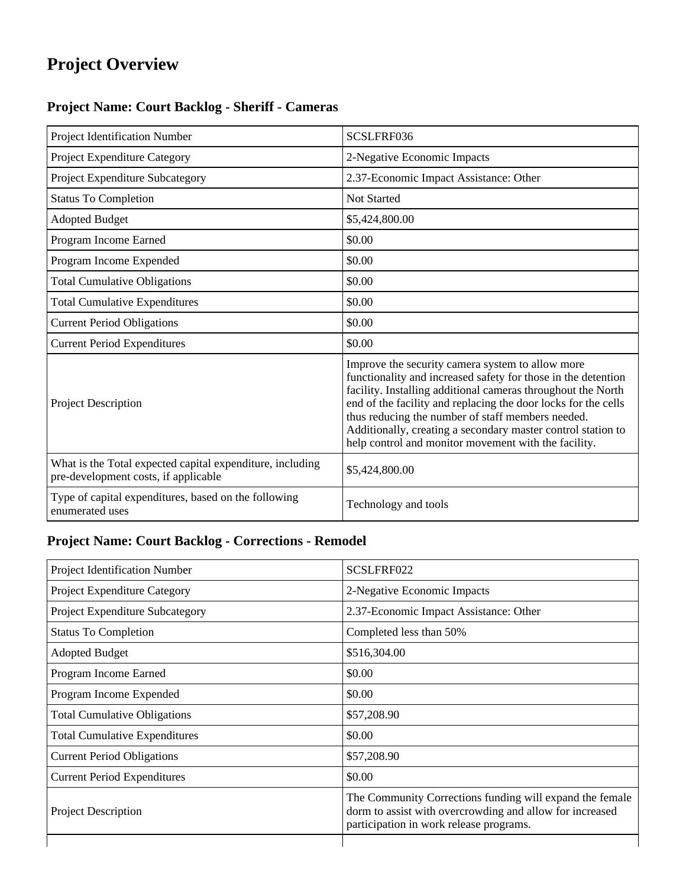# Project Overview

## Project Name: Court Backlog - Sheriff - Cameras

| | |
|---|---|
| Project Identification Number | SCSLFRF036 |
| Project Expenditure Category | 2-Negative Economic Impacts |
| Project Expenditure Subcategory | 2.37-Economic Impact Assistance: Other |
| Status To Completion | Not Started |
| Adopted Budget | $5,424,800.00 |
| Program Income Earned | $0.00 |
| Program Income Expended | $0.00 |
| Total Cumulative Obligations | $0.00 |
| Total Cumulative Expenditures | $0.00 |
| Current Period Obligations | $0.00 |
| Current Period Expenditures | $0.00 |
| Project Description | Improve the security camera system to allow more functionality and increased safety for those in the detention facility. Installing additional cameras throughout the North end of the facility and replacing the door locks for the cells thus reducing the number of staff members needed. Additionally, creating a secondary master control station to help control and monitor movement with the facility. |
| What is the Total expected capital expenditure, including pre-development costs, if applicable | $5,424,800.00 |
| Type of capital expenditures, based on the following enumerated uses | Technology and tools |

## Project Name: Court Backlog - Corrections - Remodel

| | |
|---|---|
| Project Identification Number | SCSLFRF022 |
| Project Expenditure Category | 2-Negative Economic Impacts |
| Project Expenditure Subcategory | 2.37-Economic Impact Assistance: Other |
| Status To Completion | Completed less than 50% |
| Adopted Budget | $516,304.00 |
| Program Income Earned | $0.00 |
| Program Income Expended | $0.00 |
| Total Cumulative Obligations | $57,208.90 |
| Total Cumulative Expenditures | $0.00 |
| Current Period Obligations | $57,208.90 |
| Current Period Expenditures | $0.00 |
| Project Description | The Community Corrections funding will expand the female dorm to assist with overcrowding and allow for increased participation in work release programs. |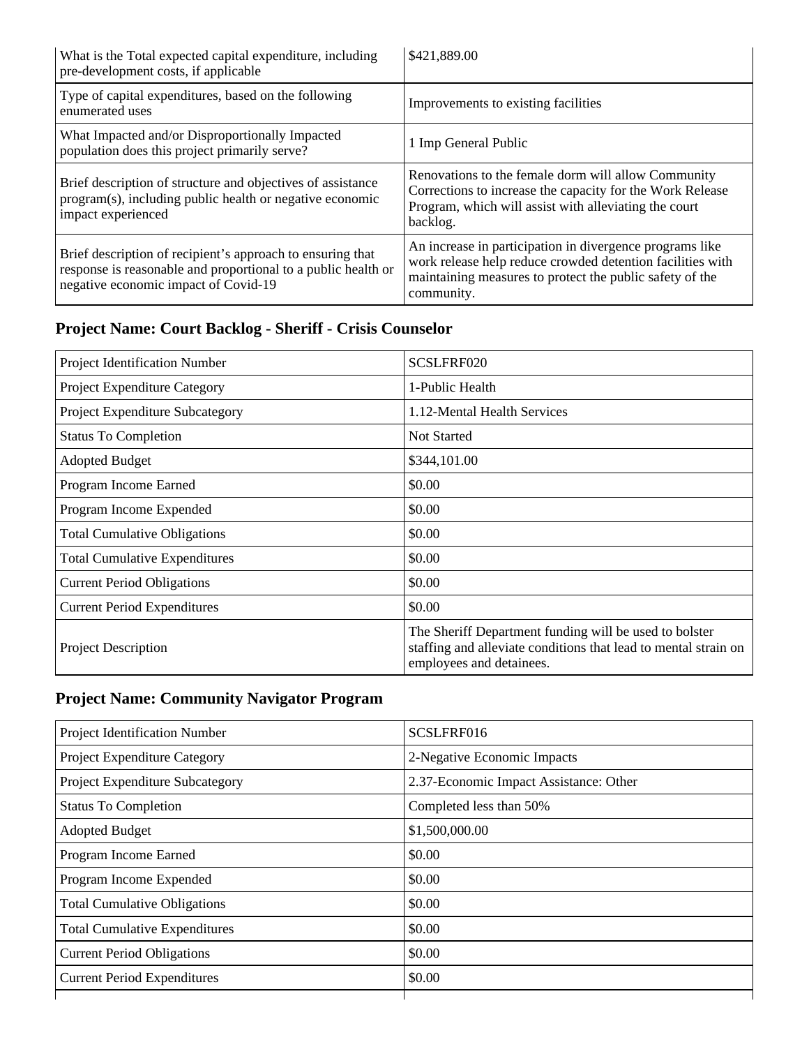| | |
|---|---|
| What is the Total expected capital expenditure, including pre-development costs, if applicable | $421,889.00 |
| Type of capital expenditures, based on the following enumerated uses | Improvements to existing facilities |
| What Impacted and/or Disproportionally Impacted population does this project primarily serve? | 1 Imp General Public |
| Brief description of structure and objectives of assistance program(s), including public health or negative economic impact experienced | Renovations to the female dorm will allow Community Corrections to increase the capacity for the Work Release Program, which will assist with alleviating the court backlog. |
| Brief description of recipient's approach to ensuring that response is reasonable and proportional to a public health or negative economic impact of Covid-19 | An increase in participation in divergence programs like work release help reduce crowded detention facilities with maintaining measures to protect the public safety of the community. |

## Project Name: Court Backlog - Sheriff - Crisis Counselor

| | |
|---|---|
| Project Identification Number | SCSLFRF020 |
| Project Expenditure Category | 1-Public Health |
| Project Expenditure Subcategory | 1.12-Mental Health Services |
| Status To Completion | Not Started |
| Adopted Budget | $344,101.00 |
| Program Income Earned | $0.00 |
| Program Income Expended | $0.00 |
| Total Cumulative Obligations | $0.00 |
| Total Cumulative Expenditures | $0.00 |
| Current Period Obligations | $0.00 |
| Current Period Expenditures | $0.00 |
| Project Description | The Sheriff Department funding will be used to bolster staffing and alleviate conditions that lead to mental strain on employees and detainees. |

## Project Name: Community Navigator Program

| | |
|---|---|
| Project Identification Number | SCSLFRF016 |
| Project Expenditure Category | 2-Negative Economic Impacts |
| Project Expenditure Subcategory | 2.37-Economic Impact Assistance: Other |
| Status To Completion | Completed less than 50% |
| Adopted Budget | $1,500,000.00 |
| Program Income Earned | $0.00 |
| Program Income Expended | $0.00 |
| Total Cumulative Obligations | $0.00 |
| Total Cumulative Expenditures | $0.00 |
| Current Period Obligations | $0.00 |
| Current Period Expenditures | $0.00 |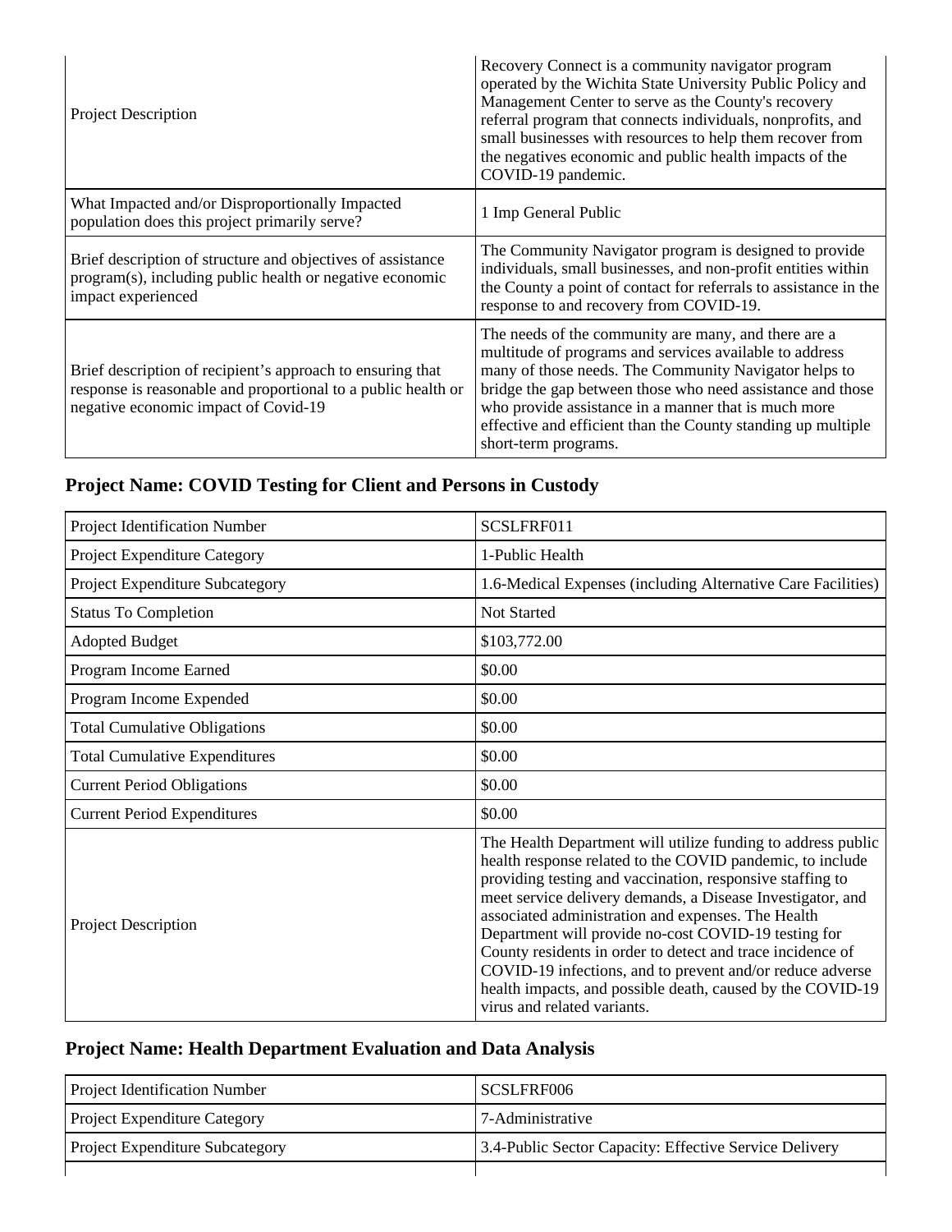| | |
|---|---|
| Project Description | Recovery Connect is a community navigator program operated by the Wichita State University Public Policy and Management Center to serve as the County's recovery referral program that connects individuals, nonprofits, and small businesses with resources to help them recover from the negatives economic and public health impacts of the COVID-19 pandemic. |
| What Impacted and/or Disproportionally Impacted population does this project primarily serve? | 1 Imp General Public |
| Brief description of structure and objectives of assistance program(s), including public health or negative economic impact experienced | The Community Navigator program is designed to provide individuals, small businesses, and non-profit entities within the County a point of contact for referrals to assistance in the response to and recovery from COVID-19. |
| Brief description of recipient's approach to ensuring that response is reasonable and proportional to a public health or negative economic impact of Covid-19 | The needs of the community are many, and there are a multitude of programs and services available to address many of those needs. The Community Navigator helps to bridge the gap between those who need assistance and those who provide assistance in a manner that is much more effective and efficient than the County standing up multiple short-term programs. |

## Project Name: COVID Testing for Client and Persons in Custody

| | |
|---|---|
| Project Identification Number | SCSLFRF011 |
| Project Expenditure Category | 1-Public Health |
| Project Expenditure Subcategory | 1.6-Medical Expenses (including Alternative Care Facilities) |
| Status To Completion | Not Started |
| Adopted Budget | $103,772.00 |
| Program Income Earned | $0.00 |
| Program Income Expended | $0.00 |
| Total Cumulative Obligations | $0.00 |
| Total Cumulative Expenditures | $0.00 |
| Current Period Obligations | $0.00 |
| Current Period Expenditures | $0.00 |
| Project Description | The Health Department will utilize funding to address public health response related to the COVID pandemic, to include providing testing and vaccination, responsive staffing to meet service delivery demands, a Disease Investigator, and associated administration and expenses. The Health Department will provide no-cost COVID-19 testing for County residents in order to detect and trace incidence of COVID-19 infections, and to prevent and/or reduce adverse health impacts, and possible death, caused by the COVID-19 virus and related variants. |

## Project Name: Health Department Evaluation and Data Analysis

| | |
|---|---|
| Project Identification Number | SCSLFRF006 |
| Project Expenditure Category | 7-Administrative |
| Project Expenditure Subcategory | 3.4-Public Sector Capacity: Effective Service Delivery |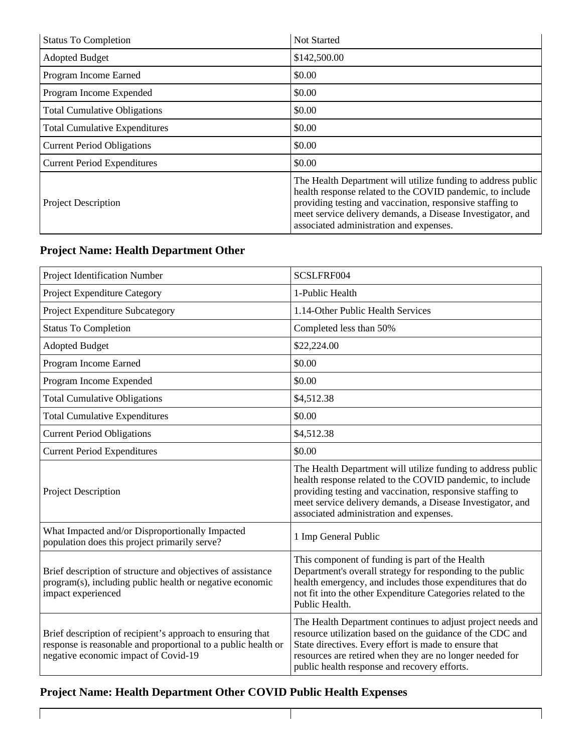| | |
|---|---|
| Status To Completion | Not Started |
| Adopted Budget | $142,500.00 |
| Program Income Earned | $0.00 |
| Program Income Expended | $0.00 |
| Total Cumulative Obligations | $0.00 |
| Total Cumulative Expenditures | $0.00 |
| Current Period Obligations | $0.00 |
| Current Period Expenditures | $0.00 |
| Project Description | The Health Department will utilize funding to address public health response related to the COVID pandemic, to include providing testing and vaccination, responsive staffing to meet service delivery demands, a Disease Investigator, and associated administration and expenses. |

## Project Name: Health Department Other

| | |
|---|---|
| Project Identification Number | SCSLFRF004 |
| Project Expenditure Category | 1-Public Health |
| Project Expenditure Subcategory | 1.14-Other Public Health Services |
| Status To Completion | Completed less than 50% |
| Adopted Budget | $22,224.00 |
| Program Income Earned | $0.00 |
| Program Income Expended | $0.00 |
| Total Cumulative Obligations | $4,512.38 |
| Total Cumulative Expenditures | $0.00 |
| Current Period Obligations | $4,512.38 |
| Current Period Expenditures | $0.00 |
| Project Description | The Health Department will utilize funding to address public health response related to the COVID pandemic, to include providing testing and vaccination, responsive staffing to meet service delivery demands, a Disease Investigator, and associated administration and expenses. |
| What Impacted and/or Disproportionally Impacted population does this project primarily serve? | 1 Imp General Public |
| Brief description of structure and objectives of assistance program(s), including public health or negative economic impact experienced | This component of funding is part of the Health Department's overall strategy for responding to the public health emergency, and includes those expenditures that do not fit into the other Expenditure Categories related to the Public Health. |
| Brief description of recipient's approach to ensuring that response is reasonable and proportional to a public health or negative economic impact of Covid-19 | The Health Department continues to adjust project needs and resource utilization based on the guidance of the CDC and State directives. Every effort is made to ensure that resources are retired when they are no longer needed for public health response and recovery efforts. |

## Project Name: Health Department Other COVID Public Health Expenses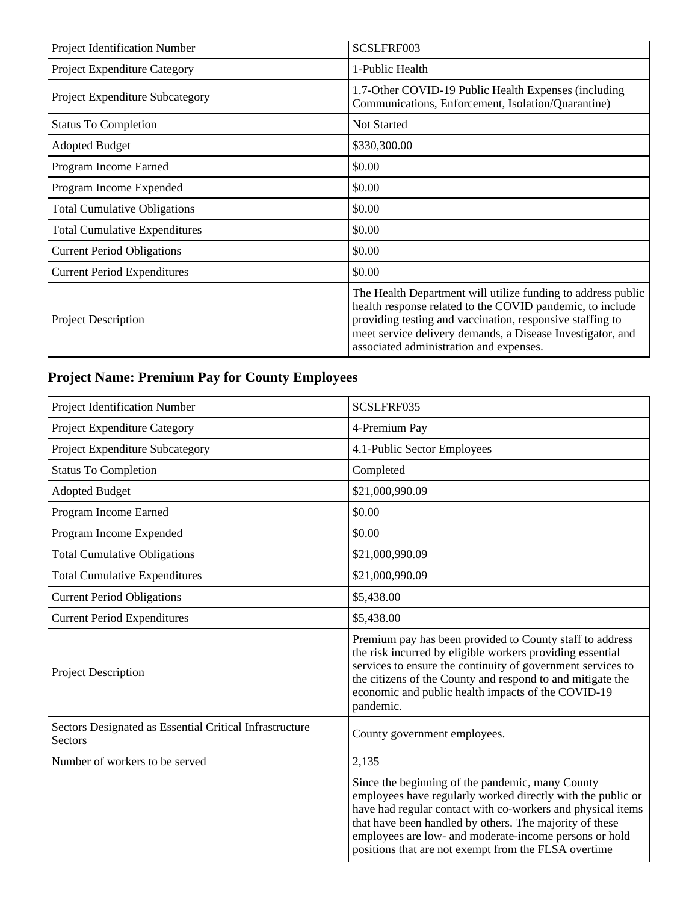| Project Identification Number | SCSLFRF003 |
| --- | --- |
| Project Expenditure Category | 1-Public Health |
| Project Expenditure Subcategory | 1.7-Other COVID-19 Public Health Expenses (including Communications, Enforcement, Isolation/Quarantine) |
| Status To Completion | Not Started |
| Adopted Budget | $330,300.00 |
| Program Income Earned | $0.00 |
| Program Income Expended | $0.00 |
| Total Cumulative Obligations | $0.00 |
| Total Cumulative Expenditures | $0.00 |
| Current Period Obligations | $0.00 |
| Current Period Expenditures | $0.00 |
| Project Description | The Health Department will utilize funding to address public health response related to the COVID pandemic, to include providing testing and vaccination, responsive staffing to meet service delivery demands, a Disease Investigator, and associated administration and expenses. |

### Project Name: Premium Pay for County Employees

| Project Identification Number | SCSLFRF035 |
| --- | --- |
| Project Expenditure Category | 4-Premium Pay |
| Project Expenditure Subcategory | 4.1-Public Sector Employees |
| Status To Completion | Completed |
| Adopted Budget | $21,000,990.09 |
| Program Income Earned | $0.00 |
| Program Income Expended | $0.00 |
| Total Cumulative Obligations | $21,000,990.09 |
| Total Cumulative Expenditures | $21,000,990.09 |
| Current Period Obligations | $5,438.00 |
| Current Period Expenditures | $5,438.00 |
| Project Description | Premium pay has been provided to County staff to address the risk incurred by eligible workers providing essential services to ensure the continuity of government services to the citizens of the County and respond to and mitigate the economic and public health impacts of the COVID-19 pandemic. |
| Sectors Designated as Essential Critical Infrastructure Sectors | County government employees. |
| Number of workers to be served | 2,135 |
| | Since the beginning of the pandemic, many County employees have regularly worked directly with the public or have had regular contact with co-workers and physical items that have been handled by others. The majority of these employees are low- and moderate-income persons or hold positions that are not exempt from the FLSA overtime |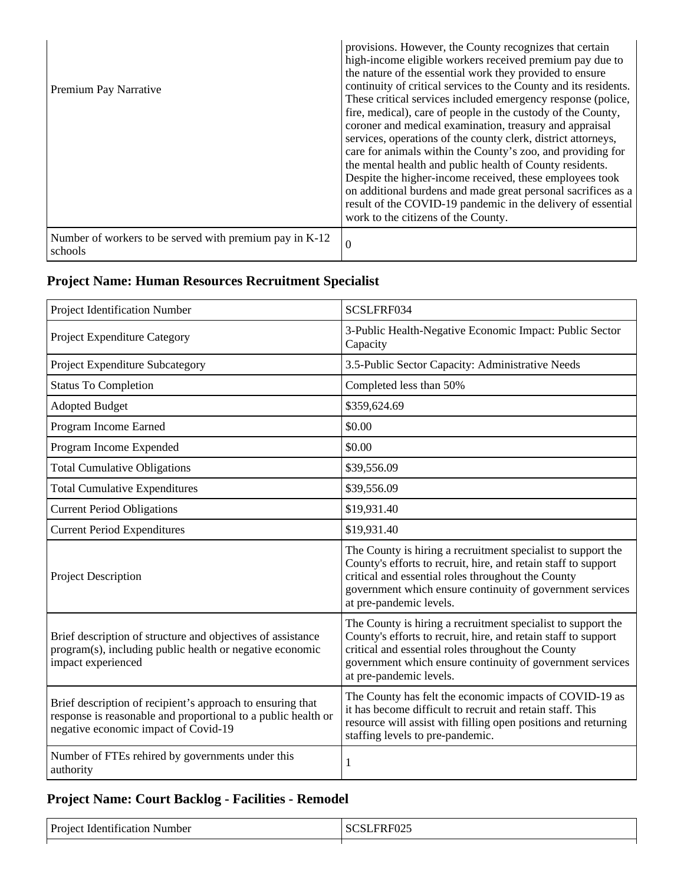| | |
|---|---|
| Premium Pay Narrative | provisions. However, the County recognizes that certain high-income eligible workers received premium pay due to the nature of the essential work they provided to ensure continuity of critical services to the County and its residents. These critical services included emergency response (police, fire, medical), care of people in the custody of the County, coroner and medical examination, treasury and appraisal services, operations of the county clerk, district attorneys, care for animals within the County's zoo, and providing for the mental health and public health of County residents. Despite the higher-income received, these employees took on additional burdens and made great personal sacrifices as a result of the COVID-19 pandemic in the delivery of essential work to the citizens of the County. |
| Number of workers to be served with premium pay in K-12 schools | 0 |

## Project Name: Human Resources Recruitment Specialist

| | |
|---|---|
| Project Identification Number | SCSLFRF034 |
| Project Expenditure Category | 3-Public Health-Negative Economic Impact: Public Sector Capacity |
| Project Expenditure Subcategory | 3.5-Public Sector Capacity: Administrative Needs |
| Status To Completion | Completed less than 50% |
| Adopted Budget | $359,624.69 |
| Program Income Earned | $0.00 |
| Program Income Expended | $0.00 |
| Total Cumulative Obligations | $39,556.09 |
| Total Cumulative Expenditures | $39,556.09 |
| Current Period Obligations | $19,931.40 |
| Current Period Expenditures | $19,931.40 |
| Project Description | The County is hiring a recruitment specialist to support the County's efforts to recruit, hire, and retain staff to support critical and essential roles throughout the County government which ensure continuity of government services at pre-pandemic levels. |
| Brief description of structure and objectives of assistance program(s), including public health or negative economic impact experienced | The County is hiring a recruitment specialist to support the County's efforts to recruit, hire, and retain staff to support critical and essential roles throughout the County government which ensure continuity of government services at pre-pandemic levels. |
| Brief description of recipient's approach to ensuring that response is reasonable and proportional to a public health or negative economic impact of Covid-19 | The County has felt the economic impacts of COVID-19 as it has become difficult to recruit and retain staff. This resource will assist with filling open positions and returning staffing levels to pre-pandemic. |
| Number of FTEs rehired by governments under this authority | 1 |

## Project Name: Court Backlog - Facilities - Remodel

| | |
|---|---|
| Project Identification Number | SCSLFRF025 |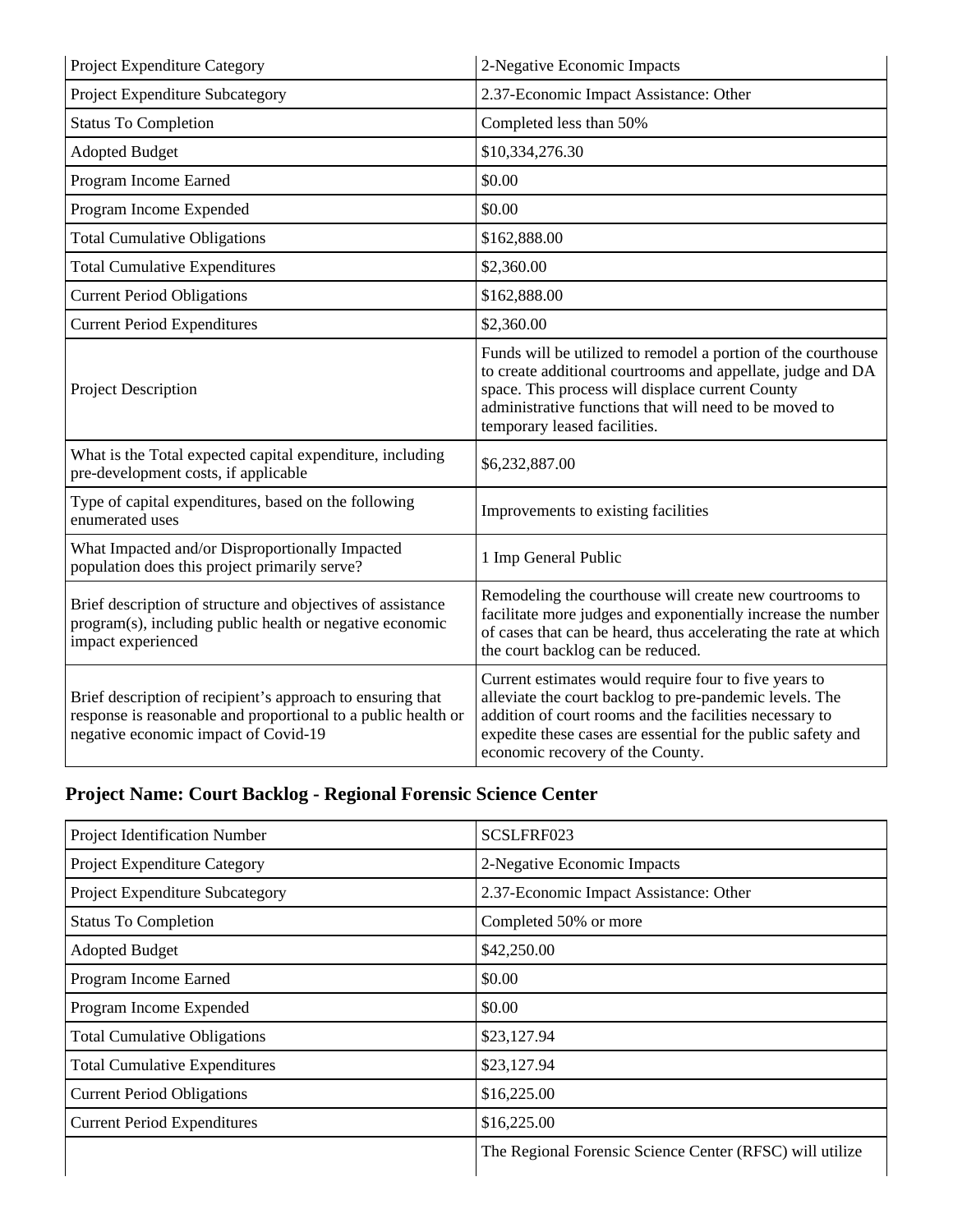| | |
|---|---|
| Project Expenditure Category | 2-Negative Economic Impacts |
| Project Expenditure Subcategory | 2.37-Economic Impact Assistance: Other |
| Status To Completion | Completed less than 50% |
| Adopted Budget | $10,334,276.30 |
| Program Income Earned | $0.00 |
| Program Income Expended | $0.00 |
| Total Cumulative Obligations | $162,888.00 |
| Total Cumulative Expenditures | $2,360.00 |
| Current Period Obligations | $162,888.00 |
| Current Period Expenditures | $2,360.00 |
| Project Description | Funds will be utilized to remodel a portion of the courthouse to create additional courtrooms and appellate, judge and DA space. This process will displace current County administrative functions that will need to be moved to temporary leased facilities. |
| What is the Total expected capital expenditure, including pre-development costs, if applicable | $6,232,887.00 |
| Type of capital expenditures, based on the following enumerated uses | Improvements to existing facilities |
| What Impacted and/or Disproportionally Impacted population does this project primarily serve? | 1 Imp General Public |
| Brief description of structure and objectives of assistance program(s), including public health or negative economic impact experienced | Remodeling the courthouse will create new courtrooms to facilitate more judges and exponentially increase the number of cases that can be heard, thus accelerating the rate at which the court backlog can be reduced. |
| Brief description of recipient's approach to ensuring that response is reasonable and proportional to a public health or negative economic impact of Covid-19 | Current estimates would require four to five years to alleviate the court backlog to pre-pandemic levels. The addition of court rooms and the facilities necessary to expedite these cases are essential for the public safety and economic recovery of the County. |

## Project Name: Court Backlog - Regional Forensic Science Center

| | |
|---|---|
| Project Identification Number | SCSLFRF023 |
| Project Expenditure Category | 2-Negative Economic Impacts |
| Project Expenditure Subcategory | 2.37-Economic Impact Assistance: Other |
| Status To Completion | Completed 50% or more |
| Adopted Budget | $42,250.00 |
| Program Income Earned | $0.00 |
| Program Income Expended | $0.00 |
| Total Cumulative Obligations | $23,127.94 |
| Total Cumulative Expenditures | $23,127.94 |
| Current Period Obligations | $16,225.00 |
| Current Period Expenditures | $16,225.00 |
| | The Regional Forensic Science Center (RFSC) will utilize |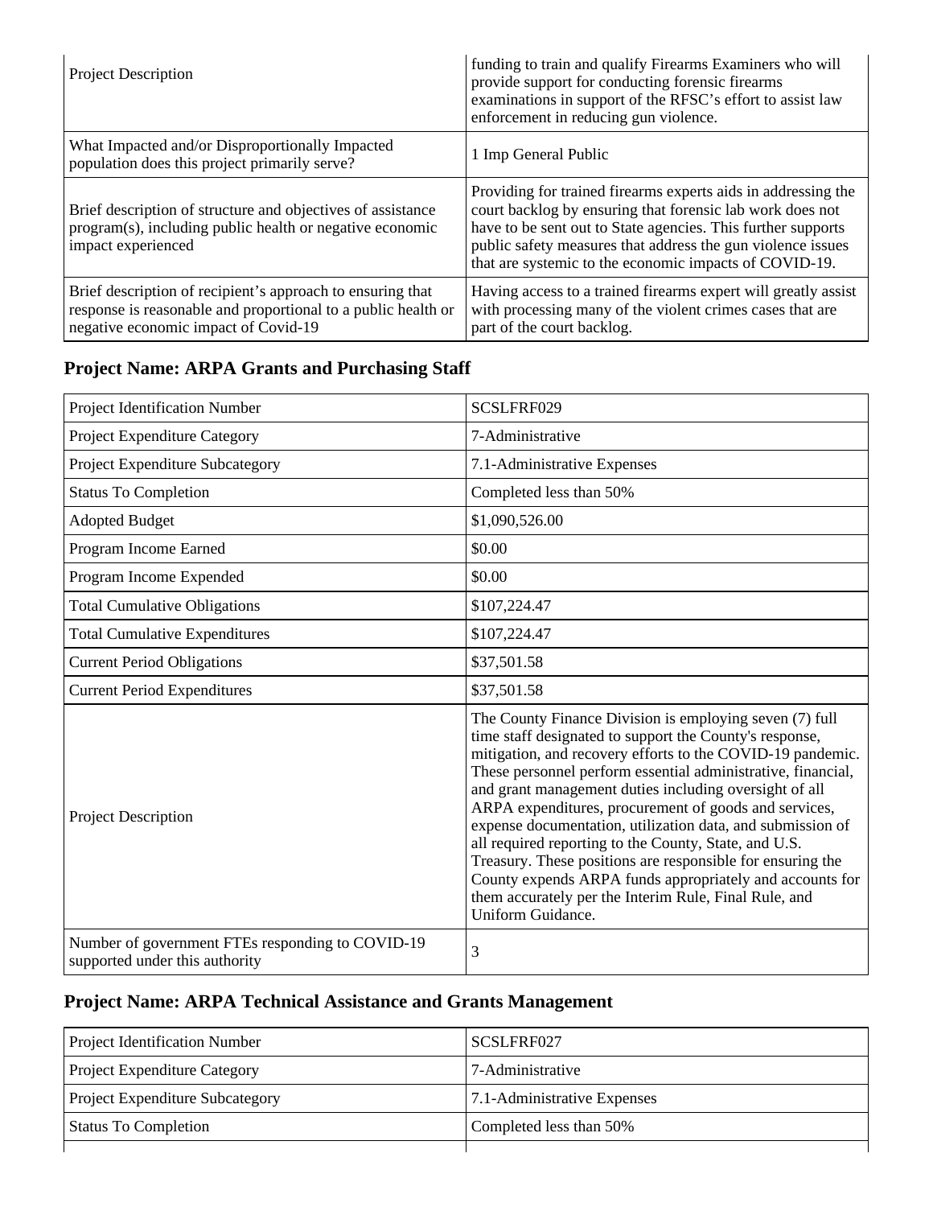| | |
|---|---|
| Project Description | funding to train and qualify Firearms Examiners who will provide support for conducting forensic firearms examinations in support of the RFSC's effort to assist law enforcement in reducing gun violence. |
| What Impacted and/or Disproportionally Impacted population does this project primarily serve? | 1 Imp General Public |
| Brief description of structure and objectives of assistance program(s), including public health or negative economic impact experienced | Providing for trained firearms experts aids in addressing the court backlog by ensuring that forensic lab work does not have to be sent out to State agencies. This further supports public safety measures that address the gun violence issues that are systemic to the economic impacts of COVID-19. |
| Brief description of recipient's approach to ensuring that response is reasonable and proportional to a public health or negative economic impact of Covid-19 | Having access to a trained firearms expert will greatly assist with processing many of the violent crimes cases that are part of the court backlog. |

## Project Name: ARPA Grants and Purchasing Staff

| | |
|---|---|
| Project Identification Number | SCSLFRF029 |
| Project Expenditure Category | 7-Administrative |
| Project Expenditure Subcategory | 7.1-Administrative Expenses |
| Status To Completion | Completed less than 50% |
| Adopted Budget | $1,090,526.00 |
| Program Income Earned | $0.00 |
| Program Income Expended | $0.00 |
| Total Cumulative Obligations | $107,224.47 |
| Total Cumulative Expenditures | $107,224.47 |
| Current Period Obligations | $37,501.58 |
| Current Period Expenditures | $37,501.58 |
| Project Description | The County Finance Division is employing seven (7) full time staff designated to support the County's response, mitigation, and recovery efforts to the COVID-19 pandemic. These personnel perform essential administrative, financial, and grant management duties including oversight of all ARPA expenditures, procurement of goods and services, expense documentation, utilization data, and submission of all required reporting to the County, State, and U.S. Treasury. These positions are responsible for ensuring the County expends ARPA funds appropriately and accounts for them accurately per the Interim Rule, Final Rule, and Uniform Guidance. |
| Number of government FTEs responding to COVID-19 supported under this authority | 3 |

## Project Name: ARPA Technical Assistance and Grants Management

| | |
|---|---|
| Project Identification Number | SCSLFRF027 |
| Project Expenditure Category | 7-Administrative |
| Project Expenditure Subcategory | 7.1-Administrative Expenses |
| Status To Completion | Completed less than 50% |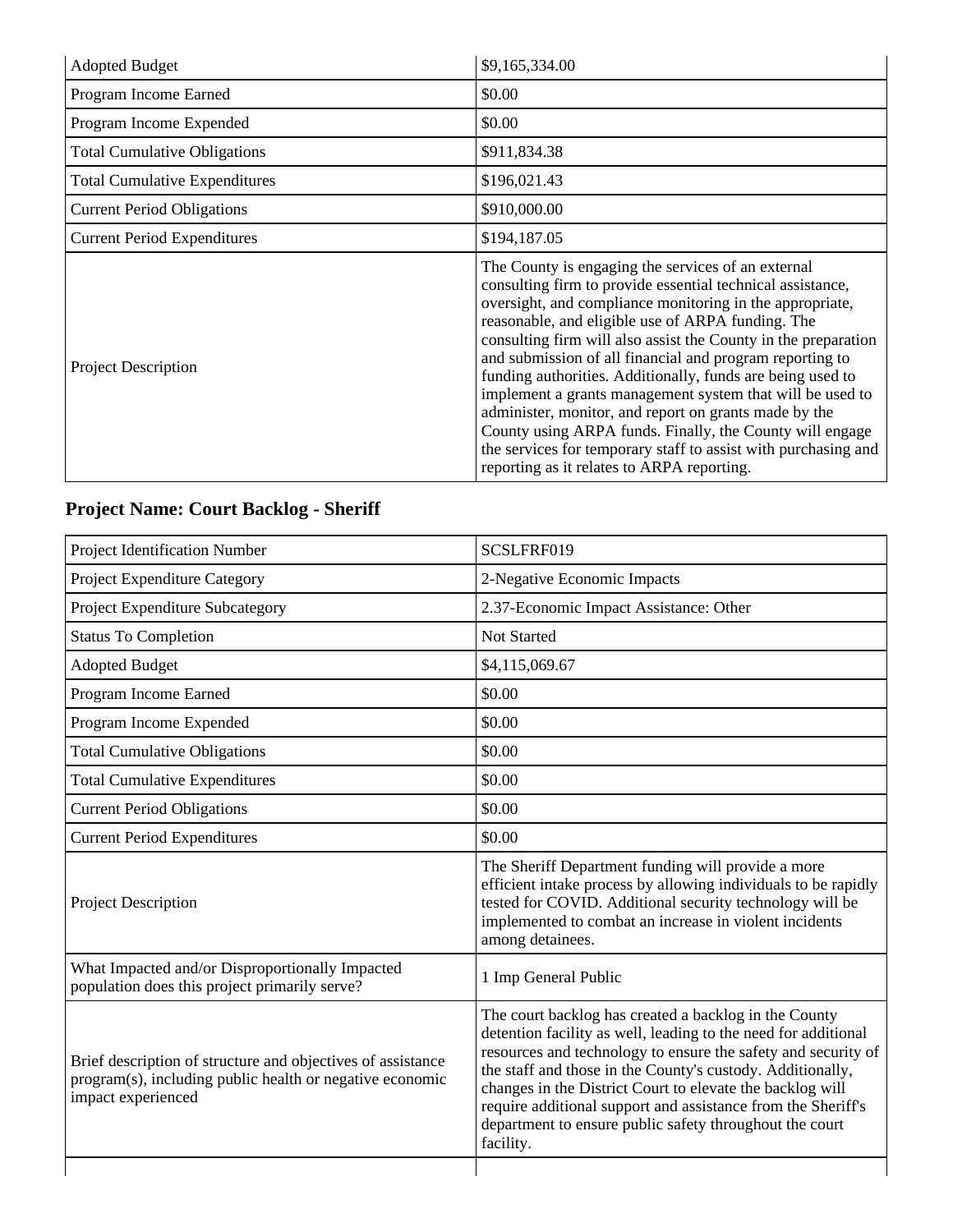| | |
|---|---|
| Adopted Budget | $9,165,334.00 |
| Program Income Earned | $0.00 |
| Program Income Expended | $0.00 |
| Total Cumulative Obligations | $911,834.38 |
| Total Cumulative Expenditures | $196,021.43 |
| Current Period Obligations | $910,000.00 |
| Current Period Expenditures | $194,187.05 |
| Project Description | The County is engaging the services of an external consulting firm to provide essential technical assistance, oversight, and compliance monitoring in the appropriate, reasonable, and eligible use of ARPA funding. The consulting firm will also assist the County in the preparation and submission of all financial and program reporting to funding authorities. Additionally, funds are being used to implement a grants management system that will be used to administer, monitor, and report on grants made by the County using ARPA funds. Finally, the County will engage the services for temporary staff to assist with purchasing and reporting as it relates to ARPA reporting. |

## Project Name: Court Backlog - Sheriff

| | |
|---|---|
| Project Identification Number | SCSLFRF019 |
| Project Expenditure Category | 2-Negative Economic Impacts |
| Project Expenditure Subcategory | 2.37-Economic Impact Assistance: Other |
| Status To Completion | Not Started |
| Adopted Budget | $4,115,069.67 |
| Program Income Earned | $0.00 |
| Program Income Expended | $0.00 |
| Total Cumulative Obligations | $0.00 |
| Total Cumulative Expenditures | $0.00 |
| Current Period Obligations | $0.00 |
| Current Period Expenditures | $0.00 |
| Project Description | The Sheriff Department funding will provide a more efficient intake process by allowing individuals to be rapidly tested for COVID. Additional security technology will be implemented to combat an increase in violent incidents among detainees. |
| What Impacted and/or Disproportionally Impacted population does this project primarily serve? | 1 Imp General Public |
| Brief description of structure and objectives of assistance program(s), including public health or negative economic impact experienced | The court backlog has created a backlog in the County detention facility as well, leading to the need for additional resources and technology to ensure the safety and security of the staff and those in the County's custody. Additionally, changes in the District Court to elevate the backlog will require additional support and assistance from the Sheriff's department to ensure public safety throughout the court facility. |
| | |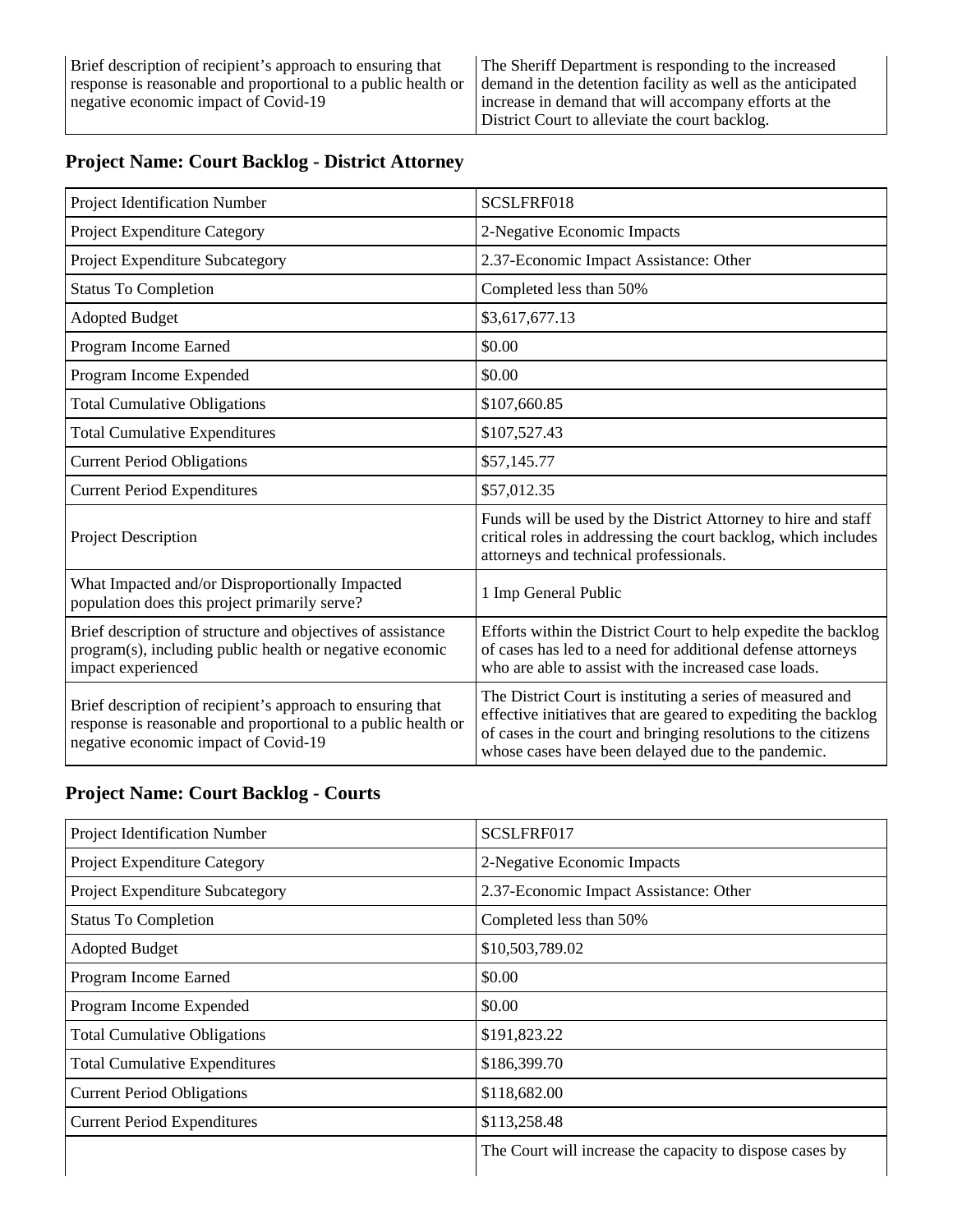| Brief description of recipient's approach to ensuring that response is reasonable and proportional to a public health or negative economic impact of Covid-19 | The Sheriff Department is responding to the increased demand in the detention facility as well as the anticipated increase in demand that will accompany efforts at the District Court to alleviate the court backlog. |
|---|---|

## Project Name: Court Backlog - District Attorney

| Project Identification Number | SCSLFRF018 |
|---|---|
| Project Expenditure Category | 2-Negative Economic Impacts |
| Project Expenditure Subcategory | 2.37-Economic Impact Assistance: Other |
| Status To Completion | Completed less than 50% |
| Adopted Budget | $3,617,677.13 |
| Program Income Earned | $0.00 |
| Program Income Expended | $0.00 |
| Total Cumulative Obligations | $107,660.85 |
| Total Cumulative Expenditures | $107,527.43 |
| Current Period Obligations | $57,145.77 |
| Current Period Expenditures | $57,012.35 |
| Project Description | Funds will be used by the District Attorney to hire and staff critical roles in addressing the court backlog, which includes attorneys and technical professionals. |
| What Impacted and/or Disproportionally Impacted population does this project primarily serve? | 1 Imp General Public |
| Brief description of structure and objectives of assistance program(s), including public health or negative economic impact experienced | Efforts within the District Court to help expedite the backlog of cases has led to a need for additional defense attorneys who are able to assist with the increased case loads. |
| Brief description of recipient's approach to ensuring that response is reasonable and proportional to a public health or negative economic impact of Covid-19 | The District Court is instituting a series of measured and effective initiatives that are geared to expediting the backlog of cases in the court and bringing resolutions to the citizens whose cases have been delayed due to the pandemic. |

## Project Name: Court Backlog - Courts

| Project Identification Number | SCSLFRF017 |
|---|---|
| Project Expenditure Category | 2-Negative Economic Impacts |
| Project Expenditure Subcategory | 2.37-Economic Impact Assistance: Other |
| Status To Completion | Completed less than 50% |
| Adopted Budget | $10,503,789.02 |
| Program Income Earned | $0.00 |
| Program Income Expended | $0.00 |
| Total Cumulative Obligations | $191,823.22 |
| Total Cumulative Expenditures | $186,399.70 |
| Current Period Obligations | $118,682.00 |
| Current Period Expenditures | $113,258.48 |
| | The Court will increase the capacity to dispose cases by |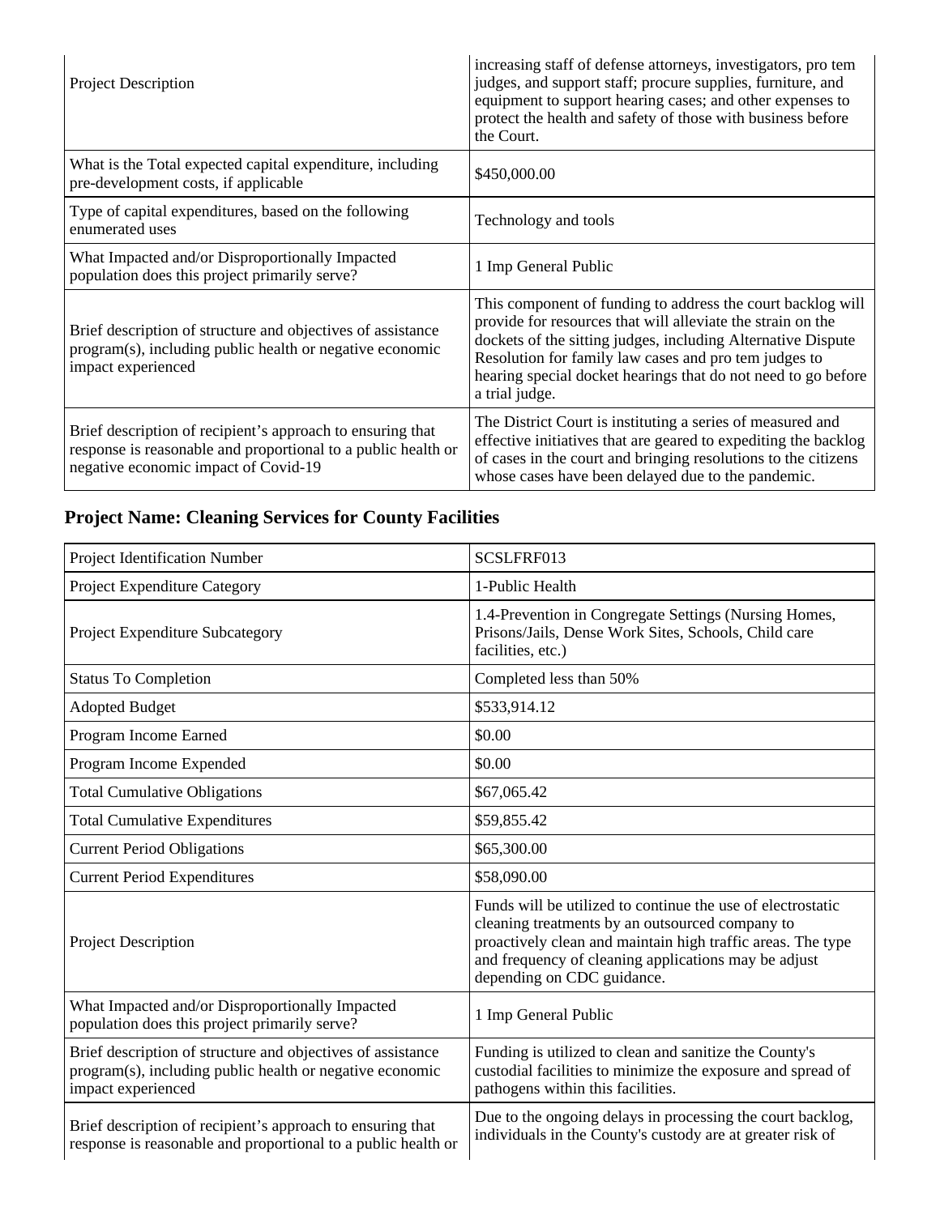| | |
|---|---|
| Project Description | increasing staff of defense attorneys, investigators, pro tem judges, and support staff; procure supplies, furniture, and equipment to support hearing cases; and other expenses to protect the health and safety of those with business before the Court. |
| What is the Total expected capital expenditure, including pre-development costs, if applicable | $450,000.00 |
| Type of capital expenditures, based on the following enumerated uses | Technology and tools |
| What Impacted and/or Disproportionally Impacted population does this project primarily serve? | 1 Imp General Public |
| Brief description of structure and objectives of assistance program(s), including public health or negative economic impact experienced | This component of funding to address the court backlog will provide for resources that will alleviate the strain on the dockets of the sitting judges, including Alternative Dispute Resolution for family law cases and pro tem judges to hearing special docket hearings that do not need to go before a trial judge. |
| Brief description of recipient's approach to ensuring that response is reasonable and proportional to a public health or negative economic impact of Covid-19 | The District Court is instituting a series of measured and effective initiatives that are geared to expediting the backlog of cases in the court and bringing resolutions to the citizens whose cases have been delayed due to the pandemic. |

## Project Name: Cleaning Services for County Facilities

| | |
|---|---|
| Project Identification Number | SCSLFRF013 |
| Project Expenditure Category | 1-Public Health |
| Project Expenditure Subcategory | 1.4-Prevention in Congregate Settings (Nursing Homes, Prisons/Jails, Dense Work Sites, Schools, Child care facilities, etc.) |
| Status To Completion | Completed less than 50% |
| Adopted Budget | $533,914.12 |
| Program Income Earned | $0.00 |
| Program Income Expended | $0.00 |
| Total Cumulative Obligations | $67,065.42 |
| Total Cumulative Expenditures | $59,855.42 |
| Current Period Obligations | $65,300.00 |
| Current Period Expenditures | $58,090.00 |
| Project Description | Funds will be utilized to continue the use of electrostatic cleaning treatments by an outsourced company to proactively clean and maintain high traffic areas. The type and frequency of cleaning applications may be adjust depending on CDC guidance. |
| What Impacted and/or Disproportionally Impacted population does this project primarily serve? | 1 Imp General Public |
| Brief description of structure and objectives of assistance program(s), including public health or negative economic impact experienced | Funding is utilized to clean and sanitize the County's custodial facilities to minimize the exposure and spread of pathogens within this facilities. |
| Brief description of recipient's approach to ensuring that response is reasonable and proportional to a public health or | Due to the ongoing delays in processing the court backlog, individuals in the County's custody are at greater risk of |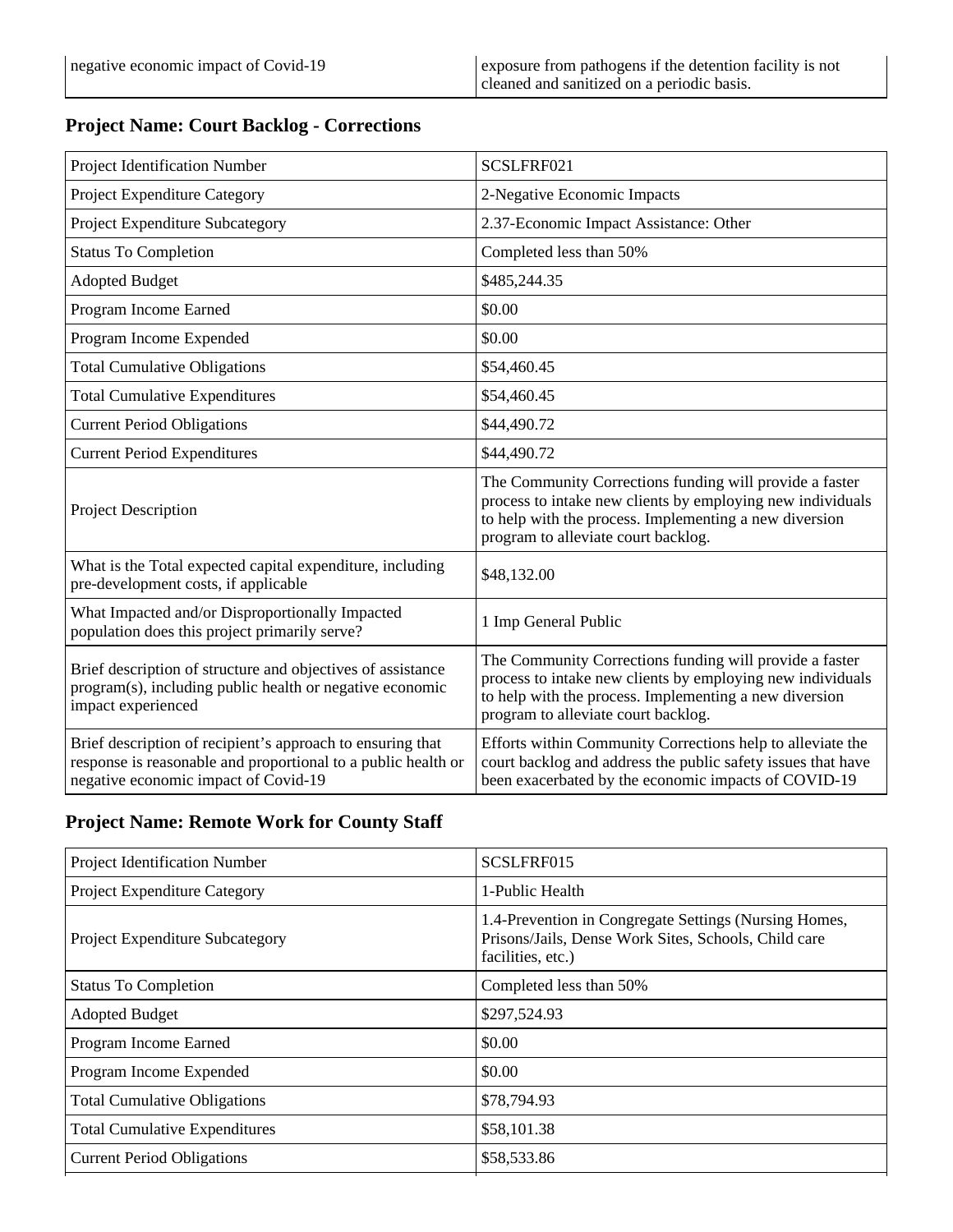| negative economic impact of Covid-19 | exposure from pathogens if the detention facility is not cleaned and sanitized on a periodic basis. |
|---|---|

## Project Name: Court Backlog - Corrections

| Project Identification Number | SCSLFRF021 |
|---|---|
| Project Expenditure Category | 2-Negative Economic Impacts |
| Project Expenditure Subcategory | 2.37-Economic Impact Assistance: Other |
| Status To Completion | Completed less than 50% |
| Adopted Budget | $485,244.35 |
| Program Income Earned | $0.00 |
| Program Income Expended | $0.00 |
| Total Cumulative Obligations | $54,460.45 |
| Total Cumulative Expenditures | $54,460.45 |
| Current Period Obligations | $44,490.72 |
| Current Period Expenditures | $44,490.72 |
| Project Description | The Community Corrections funding will provide a faster process to intake new clients by employing new individuals to help with the process. Implementing a new diversion program to alleviate court backlog. |
| What is the Total expected capital expenditure, including pre-development costs, if applicable | $48,132.00 |
| What Impacted and/or Disproportionally Impacted population does this project primarily serve? | 1 Imp General Public |
| Brief description of structure and objectives of assistance program(s), including public health or negative economic impact experienced | The Community Corrections funding will provide a faster process to intake new clients by employing new individuals to help with the process. Implementing a new diversion program to alleviate court backlog. |
| Brief description of recipient's approach to ensuring that response is reasonable and proportional to a public health or negative economic impact of Covid-19 | Efforts within Community Corrections help to alleviate the court backlog and address the public safety issues that have been exacerbated by the economic impacts of COVID-19 |

## Project Name: Remote Work for County Staff

| Project Identification Number | SCSLFRF015 |
|---|---|
| Project Expenditure Category | 1-Public Health |
| Project Expenditure Subcategory | 1.4-Prevention in Congregate Settings (Nursing Homes, Prisons/Jails, Dense Work Sites, Schools, Child care facilities, etc.) |
| Status To Completion | Completed less than 50% |
| Adopted Budget | $297,524.93 |
| Program Income Earned | $0.00 |
| Program Income Expended | $0.00 |
| Total Cumulative Obligations | $78,794.93 |
| Total Cumulative Expenditures | $58,101.38 |
| Current Period Obligations | $58,533.86 |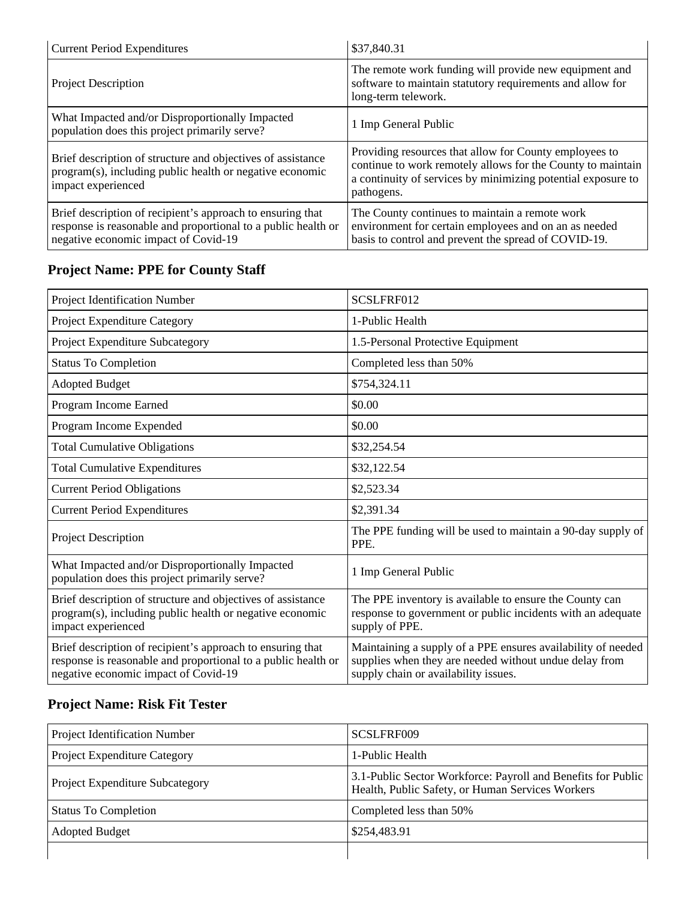| | |
|---|---|
| Current Period Expenditures | $37,840.31 |
| Project Description | The remote work funding will provide new equipment and software to maintain statutory requirements and allow for long-term telework. |
| What Impacted and/or Disproportionally Impacted population does this project primarily serve? | 1 Imp General Public |
| Brief description of structure and objectives of assistance program(s), including public health or negative economic impact experienced | Providing resources that allow for County employees to continue to work remotely allows for the County to maintain a continuity of services by minimizing potential exposure to pathogens. |
| Brief description of recipient's approach to ensuring that response is reasonable and proportional to a public health or negative economic impact of Covid-19 | The County continues to maintain a remote work environment for certain employees and on an as needed basis to control and prevent the spread of COVID-19. |

## Project Name: PPE for County Staff

| | |
|---|---|
| Project Identification Number | SCSLFRF012 |
| Project Expenditure Category | 1-Public Health |
| Project Expenditure Subcategory | 1.5-Personal Protective Equipment |
| Status To Completion | Completed less than 50% |
| Adopted Budget | $754,324.11 |
| Program Income Earned | $0.00 |
| Program Income Expended | $0.00 |
| Total Cumulative Obligations | $32,254.54 |
| Total Cumulative Expenditures | $32,122.54 |
| Current Period Obligations | $2,523.34 |
| Current Period Expenditures | $2,391.34 |
| Project Description | The PPE funding will be used to maintain a 90-day supply of PPE. |
| What Impacted and/or Disproportionally Impacted population does this project primarily serve? | 1 Imp General Public |
| Brief description of structure and objectives of assistance program(s), including public health or negative economic impact experienced | The PPE inventory is available to ensure the County can response to government or public incidents with an adequate supply of PPE. |
| Brief description of recipient's approach to ensuring that response is reasonable and proportional to a public health or negative economic impact of Covid-19 | Maintaining a supply of a PPE ensures availability of needed supplies when they are needed without undue delay from supply chain or availability issues. |

## Project Name: Risk Fit Tester

| | |
|---|---|
| Project Identification Number | SCSLFRF009 |
| Project Expenditure Category | 1-Public Health |
| Project Expenditure Subcategory | 3.1-Public Sector Workforce: Payroll and Benefits for Public Health, Public Safety, or Human Services Workers |
| Status To Completion | Completed less than 50% |
| Adopted Budget | $254,483.91 |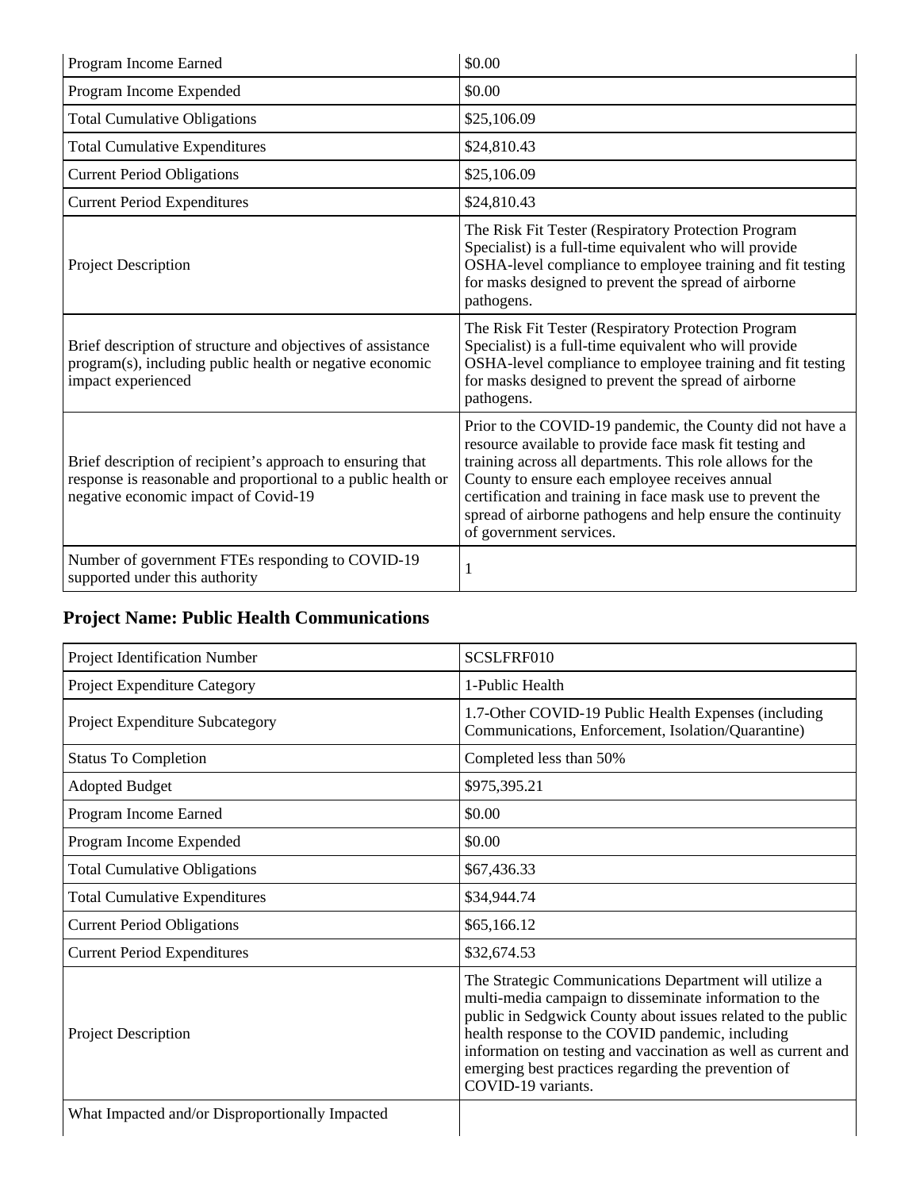| | |
|---|---|
| Program Income Earned | $0.00 |
| Program Income Expended | $0.00 |
| Total Cumulative Obligations | $25,106.09 |
| Total Cumulative Expenditures | $24,810.43 |
| Current Period Obligations | $25,106.09 |
| Current Period Expenditures | $24,810.43 |
| Project Description | The Risk Fit Tester (Respiratory Protection Program Specialist) is a full-time equivalent who will provide OSHA-level compliance to employee training and fit testing for masks designed to prevent the spread of airborne pathogens. |
| Brief description of structure and objectives of assistance program(s), including public health or negative economic impact experienced | The Risk Fit Tester (Respiratory Protection Program Specialist) is a full-time equivalent who will provide OSHA-level compliance to employee training and fit testing for masks designed to prevent the spread of airborne pathogens. |
| Brief description of recipient's approach to ensuring that response is reasonable and proportional to a public health or negative economic impact of Covid-19 | Prior to the COVID-19 pandemic, the County did not have a resource available to provide face mask fit testing and training across all departments. This role allows for the County to ensure each employee receives annual certification and training in face mask use to prevent the spread of airborne pathogens and help ensure the continuity of government services. |
| Number of government FTEs responding to COVID-19 supported under this authority | 1 |

## Project Name: Public Health Communications

| | |
|---|---|
| Project Identification Number | SCSLFRF010 |
| Project Expenditure Category | 1-Public Health |
| Project Expenditure Subcategory | 1.7-Other COVID-19 Public Health Expenses (including Communications, Enforcement, Isolation/Quarantine) |
| Status To Completion | Completed less than 50% |
| Adopted Budget | $975,395.21 |
| Program Income Earned | $0.00 |
| Program Income Expended | $0.00 |
| Total Cumulative Obligations | $67,436.33 |
| Total Cumulative Expenditures | $34,944.74 |
| Current Period Obligations | $65,166.12 |
| Current Period Expenditures | $32,674.53 |
| Project Description | The Strategic Communications Department will utilize a multi-media campaign to disseminate information to the public in Sedgwick County about issues related to the public health response to the COVID pandemic, including information on testing and vaccination as well as current and emerging best practices regarding the prevention of COVID-19 variants. |
| What Impacted and/or Disproportionally Impacted | |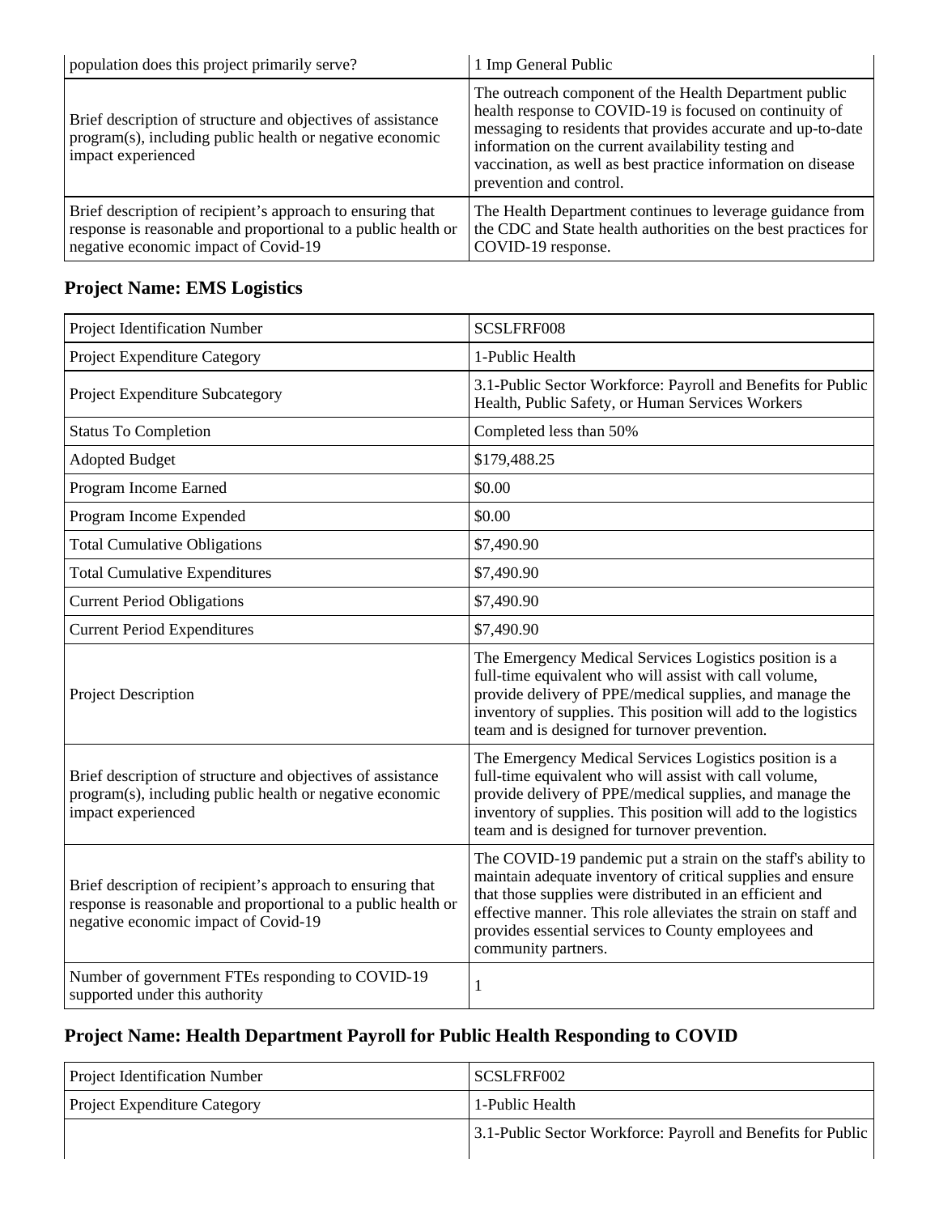| population does this project primarily serve? | 1 Imp General Public |
|---|---|
| Brief description of structure and objectives of assistance program(s), including public health or negative economic impact experienced | The outreach component of the Health Department public health response to COVID-19 is focused on continuity of messaging to residents that provides accurate and up-to-date information on the current availability testing and vaccination, as well as best practice information on disease prevention and control. |
| Brief description of recipient's approach to ensuring that response is reasonable and proportional to a public health or negative economic impact of Covid-19 | The Health Department continues to leverage guidance from the CDC and State health authorities on the best practices for COVID-19 response. |

### Project Name: EMS Logistics

| Project Identification Number | SCSLFRF008 |
|---|---|
| Project Expenditure Category | 1-Public Health |
| Project Expenditure Subcategory | 3.1-Public Sector Workforce: Payroll and Benefits for Public Health, Public Safety, or Human Services Workers |
| Status To Completion | Completed less than 50% |
| Adopted Budget | $179,488.25 |
| Program Income Earned | $0.00 |
| Program Income Expended | $0.00 |
| Total Cumulative Obligations | $7,490.90 |
| Total Cumulative Expenditures | $7,490.90 |
| Current Period Obligations | $7,490.90 |
| Current Period Expenditures | $7,490.90 |
| Project Description | The Emergency Medical Services Logistics position is a full-time equivalent who will assist with call volume, provide delivery of PPE/medical supplies, and manage the inventory of supplies. This position will add to the logistics team and is designed for turnover prevention. |
| Brief description of structure and objectives of assistance program(s), including public health or negative economic impact experienced | The Emergency Medical Services Logistics position is a full-time equivalent who will assist with call volume, provide delivery of PPE/medical supplies, and manage the inventory of supplies. This position will add to the logistics team and is designed for turnover prevention. |
| Brief description of recipient's approach to ensuring that response is reasonable and proportional to a public health or negative economic impact of Covid-19 | The COVID-19 pandemic put a strain on the staff's ability to maintain adequate inventory of critical supplies and ensure that those supplies were distributed in an efficient and effective manner. This role alleviates the strain on staff and provides essential services to County employees and community partners. |
| Number of government FTEs responding to COVID-19 supported under this authority | 1 |

### Project Name: Health Department Payroll for Public Health Responding to COVID

| Project Identification Number | SCSLFRF002 |
|---|---|
| Project Expenditure Category | 1-Public Health |
| | 3.1-Public Sector Workforce: Payroll and Benefits for Public |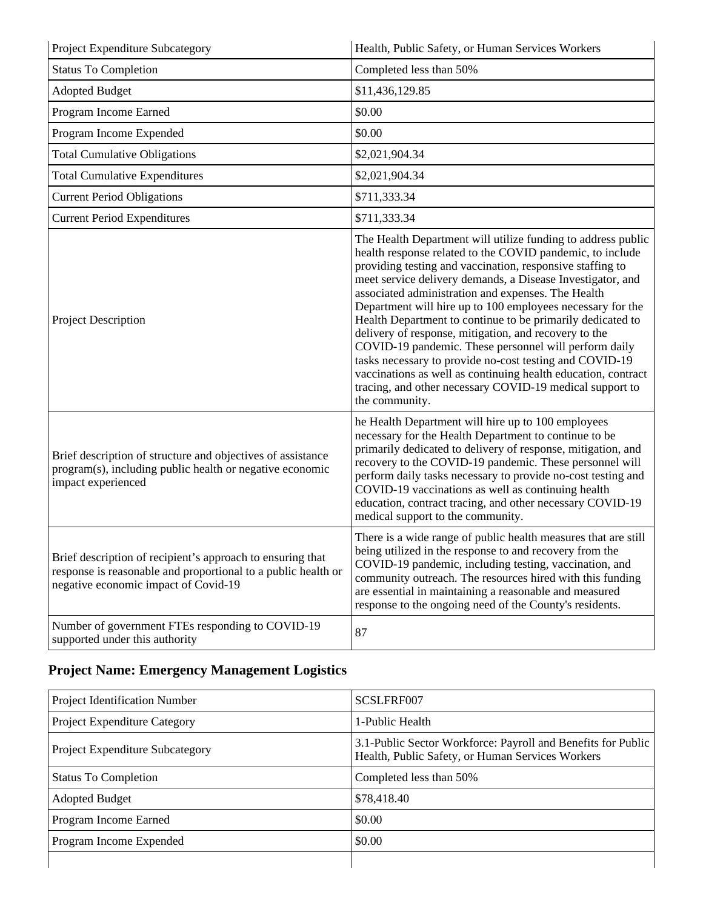| Project Expenditure Subcategory | Health, Public Safety, or Human Services Workers |
|---|---|
| Status To Completion | Completed less than 50% |
| Adopted Budget | $11,436,129.85 |
| Program Income Earned | $0.00 |
| Program Income Expended | $0.00 |
| Total Cumulative Obligations | $2,021,904.34 |
| Total Cumulative Expenditures | $2,021,904.34 |
| Current Period Obligations | $711,333.34 |
| Current Period Expenditures | $711,333.34 |
| Project Description | The Health Department will utilize funding to address public health response related to the COVID pandemic, to include providing testing and vaccination, responsive staffing to meet service delivery demands, a Disease Investigator, and associated administration and expenses. The Health Department will hire up to 100 employees necessary for the Health Department to continue to be primarily dedicated to delivery of response, mitigation, and recovery to the COVID-19 pandemic. These personnel will perform daily tasks necessary to provide no-cost testing and COVID-19 vaccinations as well as continuing health education, contract tracing, and other necessary COVID-19 medical support to the community. |
| Brief description of structure and objectives of assistance program(s), including public health or negative economic impact experienced | he Health Department will hire up to 100 employees necessary for the Health Department to continue to be primarily dedicated to delivery of response, mitigation, and recovery to the COVID-19 pandemic. These personnel will perform daily tasks necessary to provide no-cost testing and COVID-19 vaccinations as well as continuing health education, contract tracing, and other necessary COVID-19 medical support to the community. |
| Brief description of recipient's approach to ensuring that response is reasonable and proportional to a public health or negative economic impact of Covid-19 | There is a wide range of public health measures that are still being utilized in the response to and recovery from the COVID-19 pandemic, including testing, vaccination, and community outreach. The resources hired with this funding are essential in maintaining a reasonable and measured response to the ongoing need of the County's residents. |
| Number of government FTEs responding to COVID-19 supported under this authority | 87 |

## Project Name: Emergency Management Logistics

| Project Identification Number | SCSLFRF007 |
|---|---|
| Project Expenditure Category | 1-Public Health |
| Project Expenditure Subcategory | 3.1-Public Sector Workforce: Payroll and Benefits for Public Health, Public Safety, or Human Services Workers |
| Status To Completion | Completed less than 50% |
| Adopted Budget | $78,418.40 |
| Program Income Earned | $0.00 |
| Program Income Expended | $0.00 |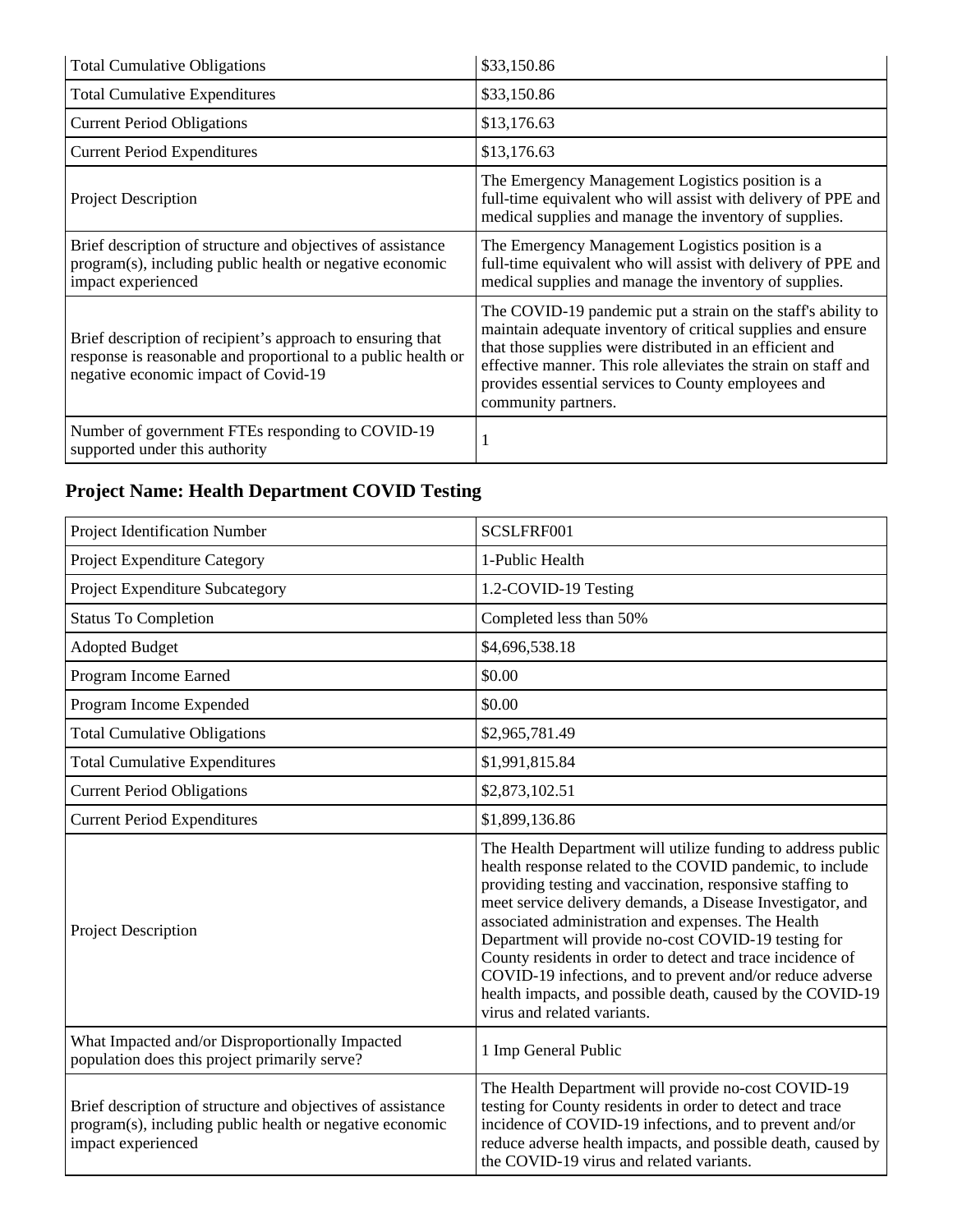| | |
|---|---|
| Total Cumulative Obligations | $33,150.86 |
| Total Cumulative Expenditures | $33,150.86 |
| Current Period Obligations | $13,176.63 |
| Current Period Expenditures | $13,176.63 |
| Project Description | The Emergency Management Logistics position is a full-time equivalent who will assist with delivery of PPE and medical supplies and manage the inventory of supplies. |
| Brief description of structure and objectives of assistance program(s), including public health or negative economic impact experienced | The Emergency Management Logistics position is a full-time equivalent who will assist with delivery of PPE and medical supplies and manage the inventory of supplies. |
| Brief description of recipient's approach to ensuring that response is reasonable and proportional to a public health or negative economic impact of Covid-19 | The COVID-19 pandemic put a strain on the staff's ability to maintain adequate inventory of critical supplies and ensure that those supplies were distributed in an efficient and effective manner. This role alleviates the strain on staff and provides essential services to County employees and community partners. |
| Number of government FTEs responding to COVID-19 supported under this authority | 1 |

## Project Name: Health Department COVID Testing

| | |
|---|---|
| Project Identification Number | SCSLFRF001 |
| Project Expenditure Category | 1-Public Health |
| Project Expenditure Subcategory | 1.2-COVID-19 Testing |
| Status To Completion | Completed less than 50% |
| Adopted Budget | $4,696,538.18 |
| Program Income Earned | $0.00 |
| Program Income Expended | $0.00 |
| Total Cumulative Obligations | $2,965,781.49 |
| Total Cumulative Expenditures | $1,991,815.84 |
| Current Period Obligations | $2,873,102.51 |
| Current Period Expenditures | $1,899,136.86 |
| Project Description | The Health Department will utilize funding to address public health response related to the COVID pandemic, to include providing testing and vaccination, responsive staffing to meet service delivery demands, a Disease Investigator, and associated administration and expenses. The Health Department will provide no-cost COVID-19 testing for County residents in order to detect and trace incidence of COVID-19 infections, and to prevent and/or reduce adverse health impacts, and possible death, caused by the COVID-19 virus and related variants. |
| What Impacted and/or Disproportionally Impacted population does this project primarily serve? | 1 Imp General Public |
| Brief description of structure and objectives of assistance program(s), including public health or negative economic impact experienced | The Health Department will provide no-cost COVID-19 testing for County residents in order to detect and trace incidence of COVID-19 infections, and to prevent and/or reduce adverse health impacts, and possible death, caused by the COVID-19 virus and related variants. |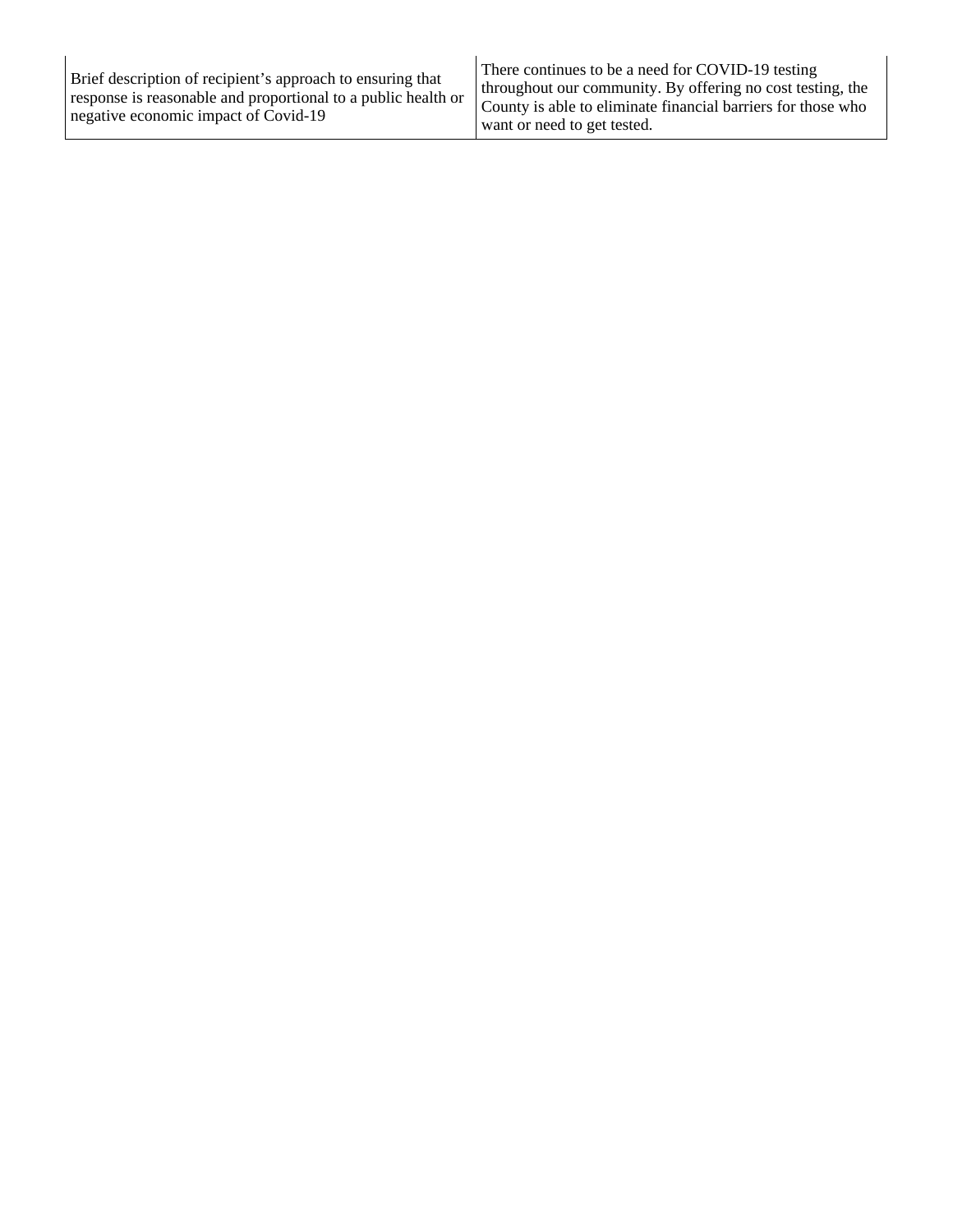| Brief description of recipient’s approach to ensuring that response is reasonable and proportional to a public health or negative economic impact of Covid-19 | There continues to be a need for COVID-19 testing throughout our community. By offering no cost testing, the County is able to eliminate financial barriers for those who want or need to get tested. |
|---|---|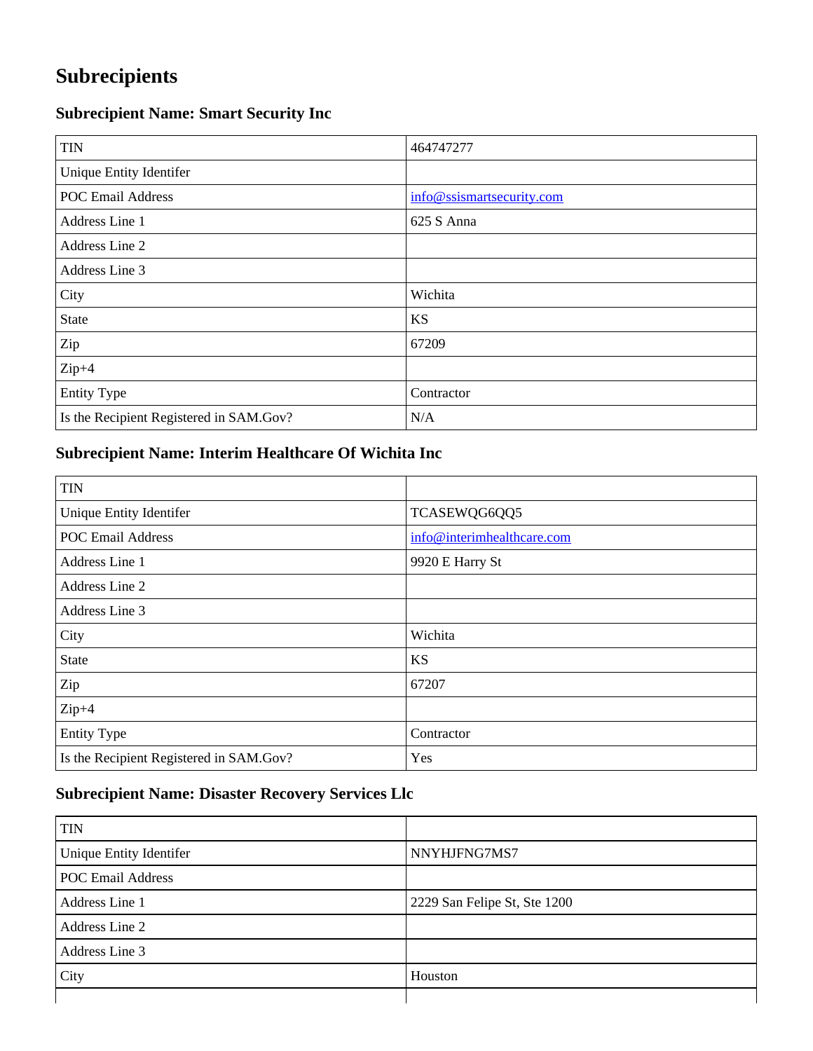# Subrecipients

### Subrecipient Name: Smart Security Inc

| | |
|---|---|
| TIN | 464747277 |
| Unique Entity Identifer | |
| POC Email Address | info@ssismartsecurity.com |
| Address Line 1 | 625 S Anna |
| Address Line 2 | |
| Address Line 3 | |
| City | Wichita |
| State | KS |
| Zip | 67209 |
| Zip+4 | |
| Entity Type | Contractor |
| Is the Recipient Registered in SAM.Gov? | N/A |

### Subrecipient Name: Interim Healthcare Of Wichita Inc

| | |
|---|---|
| TIN | |
| Unique Entity Identifer | TCASEWQG6QQ5 |
| POC Email Address | info@interimhealthcare.com |
| Address Line 1 | 9920 E Harry St |
| Address Line 2 | |
| Address Line 3 | |
| City | Wichita |
| State | KS |
| Zip | 67207 |
| Zip+4 | |
| Entity Type | Contractor |
| Is the Recipient Registered in SAM.Gov? | Yes |

### Subrecipient Name: Disaster Recovery Services Llc

| | |
|---|---|
| TIN | |
| Unique Entity Identifer | NNYHJFNG7MS7 |
| POC Email Address | |
| Address Line 1 | 2229 San Felipe St, Ste 1200 |
| Address Line 2 | |
| Address Line 3 | |
| City | Houston |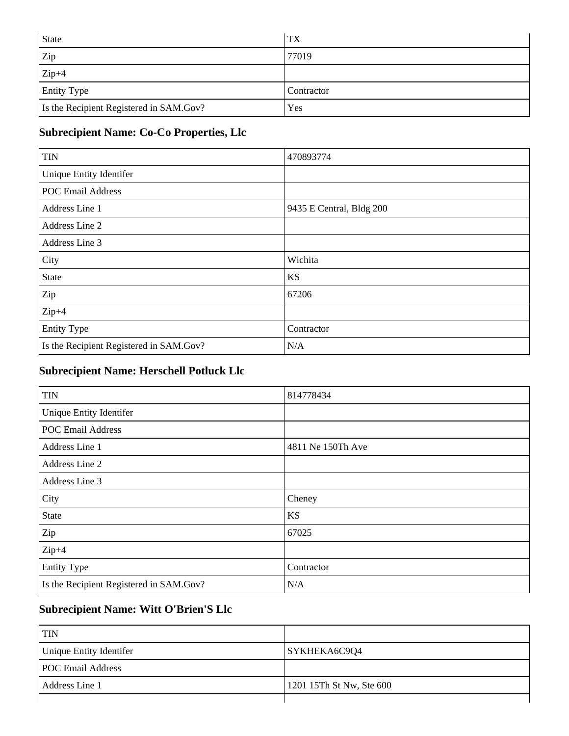| | |
|---|---|
| State | TX |
| Zip | 77019 |
| Zip+4 | |
| Entity Type | Contractor |
| Is the Recipient Registered in SAM.Gov? | Yes |

## Subrecipient Name: Co-Co Properties, Llc

| | |
|---|---|
| TIN | 470893774 |
| Unique Entity Identifer | |
| POC Email Address | |
| Address Line 1 | 9435 E Central, Bldg 200 |
| Address Line 2 | |
| Address Line 3 | |
| City | Wichita |
| State | KS |
| Zip | 67206 |
| Zip+4 | |
| Entity Type | Contractor |
| Is the Recipient Registered in SAM.Gov? | N/A |

## Subrecipient Name: Herschell Potluck Llc

| | |
|---|---|
| TIN | 814778434 |
| Unique Entity Identifer | |
| POC Email Address | |
| Address Line 1 | 4811 Ne 150Th Ave |
| Address Line 2 | |
| Address Line 3 | |
| City | Cheney |
| State | KS |
| Zip | 67025 |
| Zip+4 | |
| Entity Type | Contractor |
| Is the Recipient Registered in SAM.Gov? | N/A |

## Subrecipient Name: Witt O'Brien'S Llc

| | |
|---|---|
| TIN | |
| Unique Entity Identifer | SYKHEKA6C9Q4 |
| POC Email Address | |
| Address Line 1 | 1201 15Th St Nw, Ste 600 |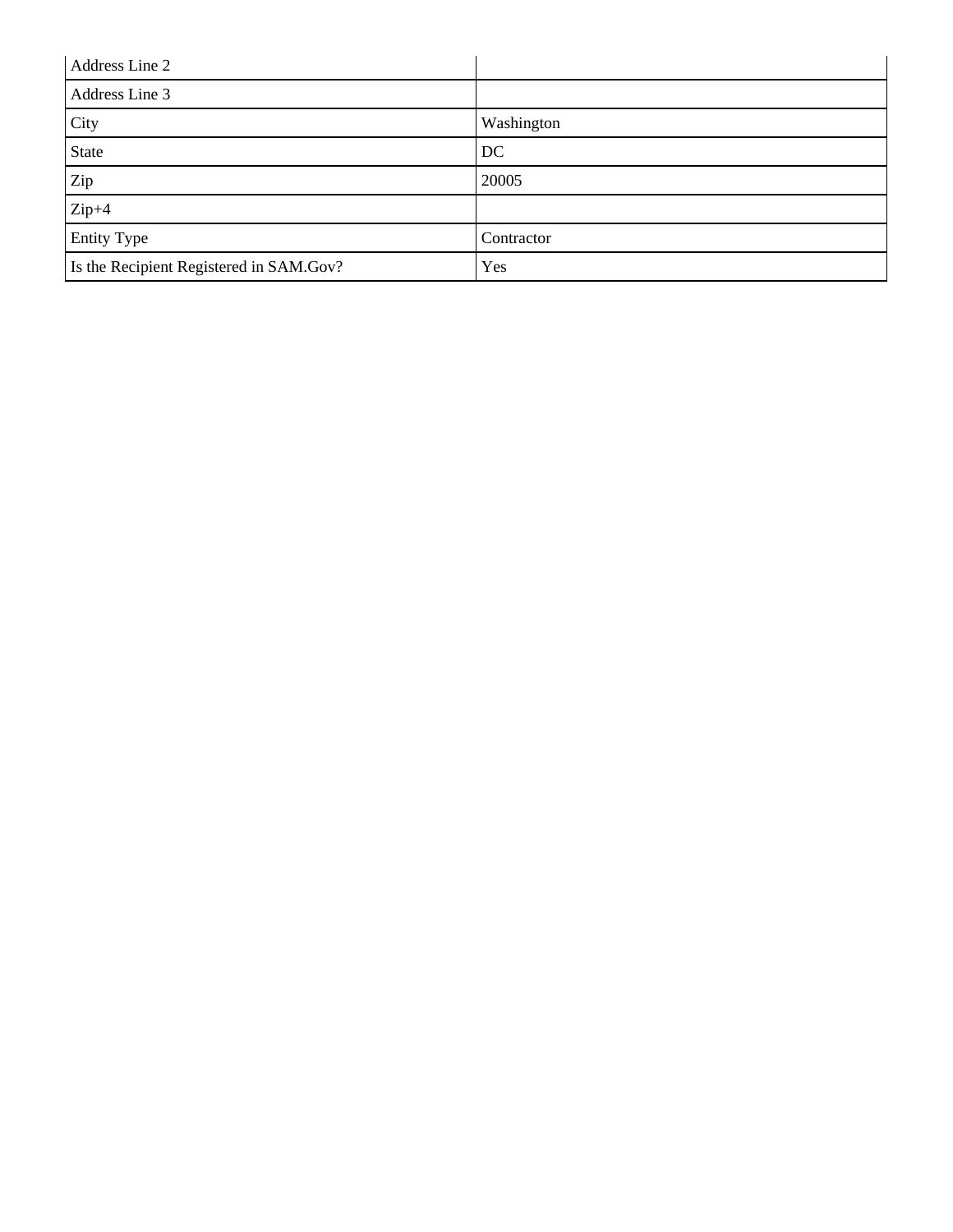| Address Line 2 | |
|---|---|
| Address Line 3 | |
| City | Washington |
| State | DC |
| Zip | 20005 |
| Zip+4 | |
| Entity Type | Contractor |
| Is the Recipient Registered in SAM.Gov? | Yes |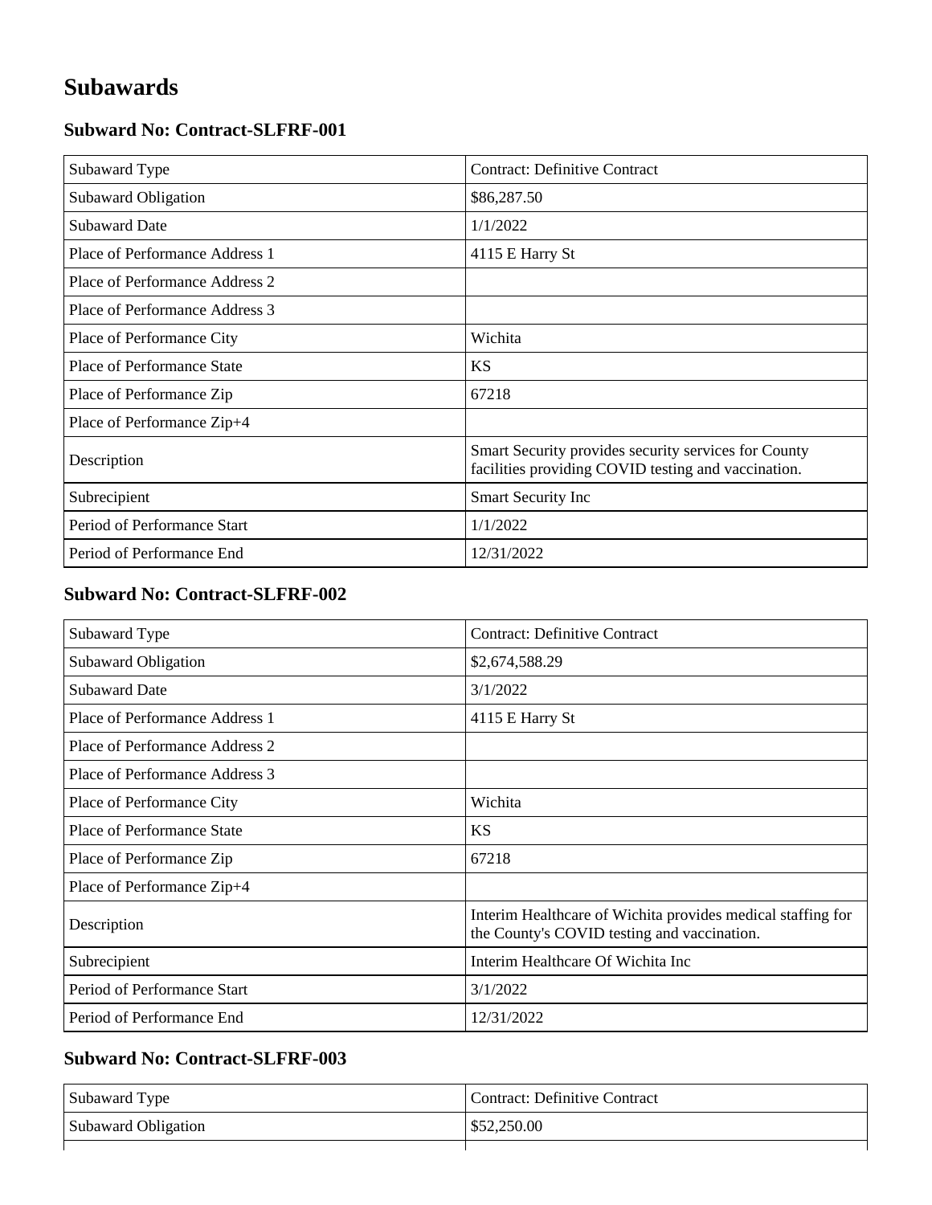# Subawards

### Subward No: Contract-SLFRF-001

| Subaward Type | Contract: Definitive Contract |
|---|---|
| Subaward Obligation | $86,287.50 |
| Subaward Date | 1/1/2022 |
| Place of Performance Address 1 | 4115 E Harry St |
| Place of Performance Address 2 | |
| Place of Performance Address 3 | |
| Place of Performance City | Wichita |
| Place of Performance State | KS |
| Place of Performance Zip | 67218 |
| Place of Performance Zip+4 | |
| Description | Smart Security provides security services for County facilities providing COVID testing and vaccination. |
| Subrecipient | Smart Security Inc |
| Period of Performance Start | 1/1/2022 |
| Period of Performance End | 12/31/2022 |

### Subward No: Contract-SLFRF-002

| Subaward Type | Contract: Definitive Contract |
|---|---|
| Subaward Obligation | $2,674,588.29 |
| Subaward Date | 3/1/2022 |
| Place of Performance Address 1 | 4115 E Harry St |
| Place of Performance Address 2 | |
| Place of Performance Address 3 | |
| Place of Performance City | Wichita |
| Place of Performance State | KS |
| Place of Performance Zip | 67218 |
| Place of Performance Zip+4 | |
| Description | Interim Healthcare of Wichita provides medical staffing for the County's COVID testing and vaccination. |
| Subrecipient | Interim Healthcare Of Wichita Inc |
| Period of Performance Start | 3/1/2022 |
| Period of Performance End | 12/31/2022 |

### Subward No: Contract-SLFRF-003

| Subaward Type | Contract: Definitive Contract |
|---|---|
| Subaward Obligation | $52,250.00 |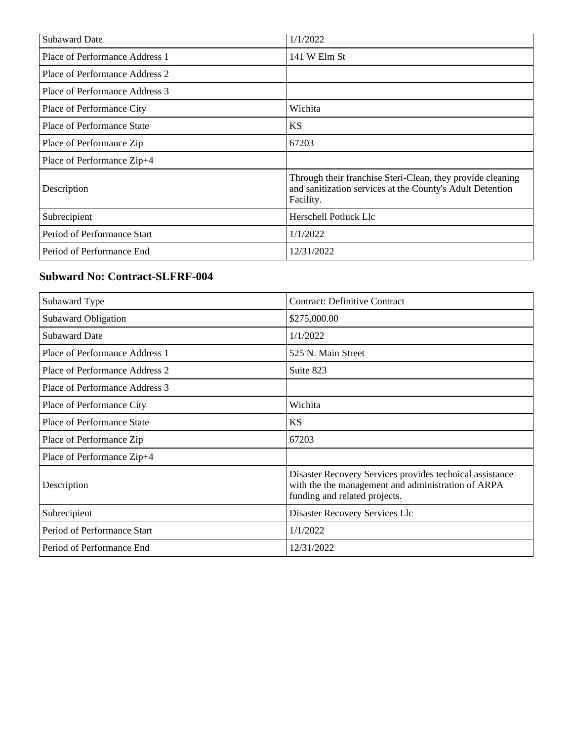| Subaward Date | 1/1/2022 |
|---|---|
| Place of Performance Address 1 | 141 W Elm St |
| Place of Performance Address 2 | |
| Place of Performance Address 3 | |
| Place of Performance City | Wichita |
| Place of Performance State | KS |
| Place of Performance Zip | 67203 |
| Place of Performance Zip+4 | |
| Description | Through their franchise Steri-Clean, they provide cleaning and sanitization services at the County's Adult Detention Facility. |
| Subrecipient | Herschell Potluck Llc |
| Period of Performance Start | 1/1/2022 |
| Period of Performance End | 12/31/2022 |

### Subward No: Contract-SLFRF-004

| Subaward Type | Contract: Definitive Contract |
|---|---|
| Subaward Obligation | $275,000.00 |
| Subaward Date | 1/1/2022 |
| Place of Performance Address 1 | 525 N. Main Street |
| Place of Performance Address 2 | Suite 823 |
| Place of Performance Address 3 | |
| Place of Performance City | Wichita |
| Place of Performance State | KS |
| Place of Performance Zip | 67203 |
| Place of Performance Zip+4 | |
| Description | Disaster Recovery Services provides technical assistance with the the management and administration of ARPA funding and related projects. |
| Subrecipient | Disaster Recovery Services Llc |
| Period of Performance Start | 1/1/2022 |
| Period of Performance End | 12/31/2022 |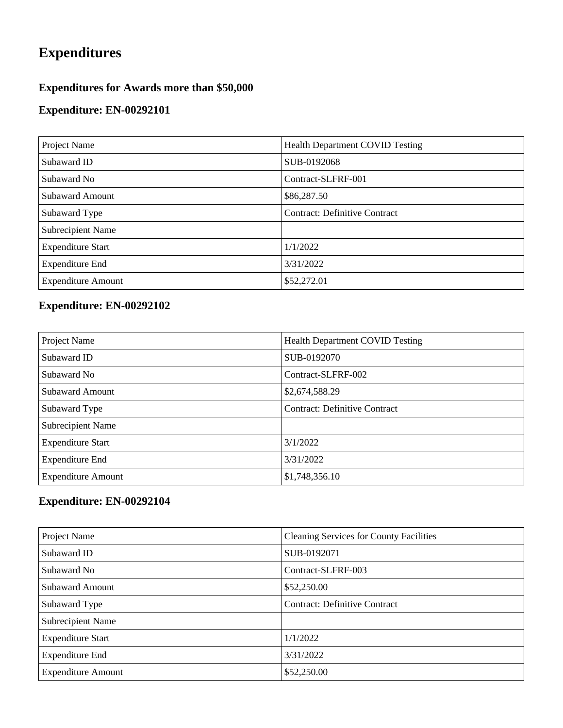# Expenditures

## Expenditures for Awards more than $50,000

### Expenditure: EN-00292101

| | |
|---|---|
| Project Name | Health Department COVID Testing |
| Subaward ID | SUB-0192068 |
| Subaward No | Contract-SLFRF-001 |
| Subaward Amount | $86,287.50 |
| Subaward Type | Contract: Definitive Contract |
| Subrecipient Name | |
| Expenditure Start | 1/1/2022 |
| Expenditure End | 3/31/2022 |
| Expenditure Amount | $52,272.01 |

### Expenditure: EN-00292102

| | |
|---|---|
| Project Name | Health Department COVID Testing |
| Subaward ID | SUB-0192070 |
| Subaward No | Contract-SLFRF-002 |
| Subaward Amount | $2,674,588.29 |
| Subaward Type | Contract: Definitive Contract |
| Subrecipient Name | |
| Expenditure Start | 3/1/2022 |
| Expenditure End | 3/31/2022 |
| Expenditure Amount | $1,748,356.10 |

### Expenditure: EN-00292104

| | |
|---|---|
| Project Name | Cleaning Services for County Facilities |
| Subaward ID | SUB-0192071 |
| Subaward No | Contract-SLFRF-003 |
| Subaward Amount | $52,250.00 |
| Subaward Type | Contract: Definitive Contract |
| Subrecipient Name | |
| Expenditure Start | 1/1/2022 |
| Expenditure End | 3/31/2022 |
| Expenditure Amount | $52,250.00 |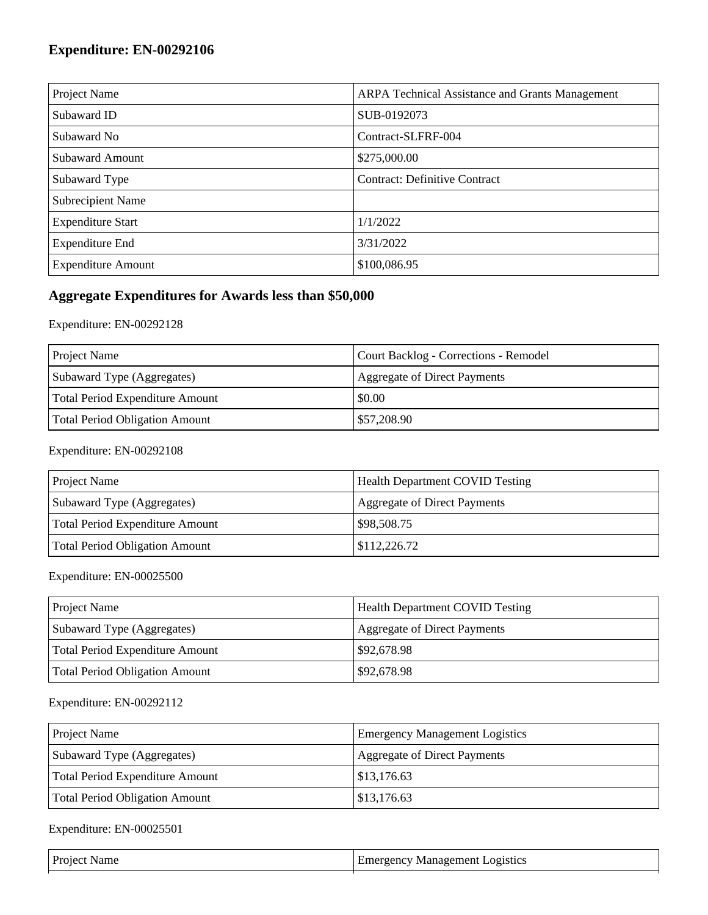## Expenditure: EN-00292106

| Project Name | ARPA Technical Assistance and Grants Management |
|---|---|
| Subaward ID | SUB-0192073 |
| Subaward No | Contract-SLFRF-004 |
| Subaward Amount | $275,000.00 |
| Subaward Type | Contract: Definitive Contract |
| Subrecipient Name | |
| Expenditure Start | 1/1/2022 |
| Expenditure End | 3/31/2022 |
| Expenditure Amount | $100,086.95 |

## Aggregate Expenditures for Awards less than $50,000

Expenditure: EN-00292128

| Project Name | Court Backlog - Corrections - Remodel |
|---|---|
| Subaward Type (Aggregates) | Aggregate of Direct Payments |
| Total Period Expenditure Amount | $0.00 |
| Total Period Obligation Amount | $57,208.90 |

Expenditure: EN-00292108

| Project Name | Health Department COVID Testing |
|---|---|
| Subaward Type (Aggregates) | Aggregate of Direct Payments |
| Total Period Expenditure Amount | $98,508.75 |
| Total Period Obligation Amount | $112,226.72 |

Expenditure: EN-00025500

| Project Name | Health Department COVID Testing |
|---|---|
| Subaward Type (Aggregates) | Aggregate of Direct Payments |
| Total Period Expenditure Amount | $92,678.98 |
| Total Period Obligation Amount | $92,678.98 |

Expenditure: EN-00292112

| Project Name | Emergency Management Logistics |
|---|---|
| Subaward Type (Aggregates) | Aggregate of Direct Payments |
| Total Period Expenditure Amount | $13,176.63 |
| Total Period Obligation Amount | $13,176.63 |

Expenditure: EN-00025501

| Project Name | Emergency Management Logistics |
|---|---|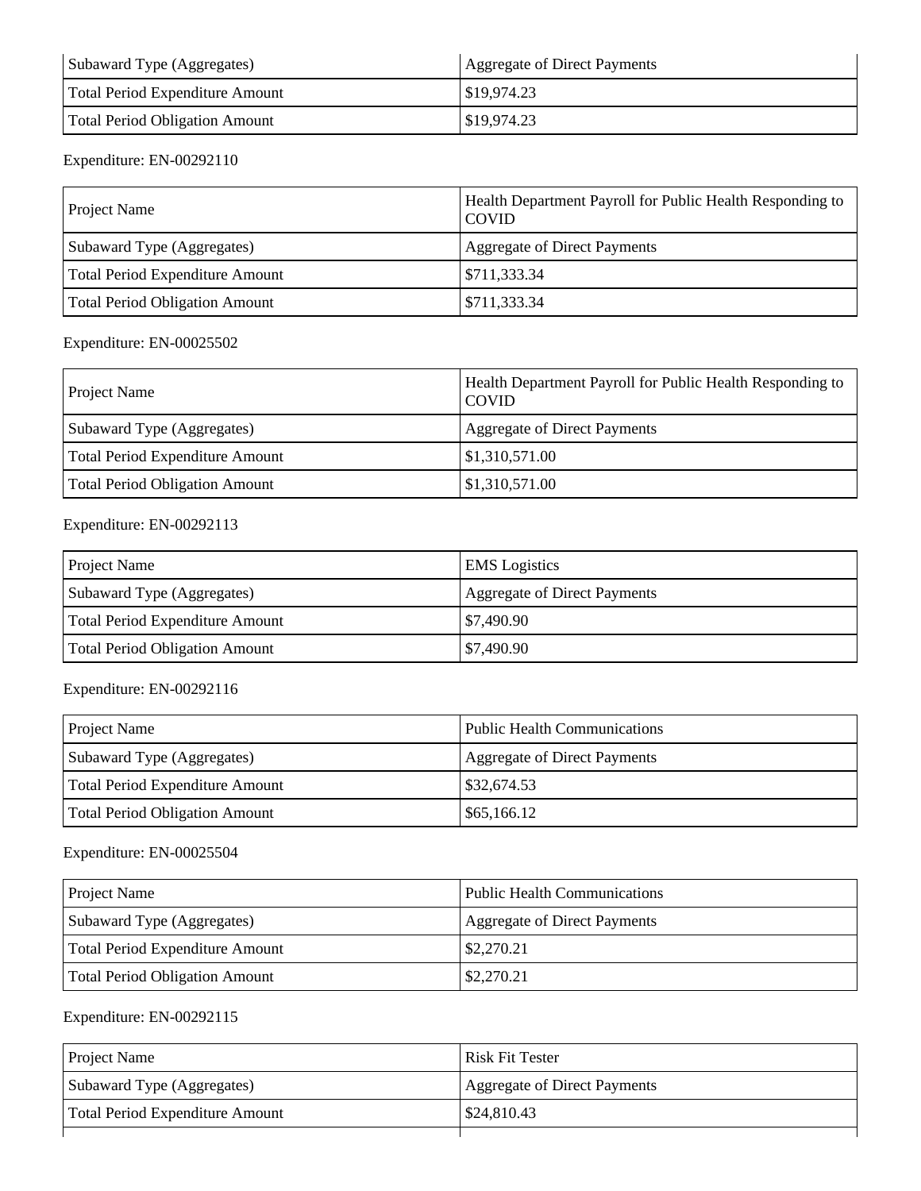| | |
|---|---|
| Subaward Type (Aggregates) | Aggregate of Direct Payments |
| Total Period Expenditure Amount | $19,974.23 |
| Total Period Obligation Amount | $19,974.23 |

Expenditure: EN-00292110

| | |
|---|---|
| Project Name | Health Department Payroll for Public Health Responding to COVID |
| Subaward Type (Aggregates) | Aggregate of Direct Payments |
| Total Period Expenditure Amount | $711,333.34 |
| Total Period Obligation Amount | $711,333.34 |

Expenditure: EN-00025502

| | |
|---|---|
| Project Name | Health Department Payroll for Public Health Responding to COVID |
| Subaward Type (Aggregates) | Aggregate of Direct Payments |
| Total Period Expenditure Amount | $1,310,571.00 |
| Total Period Obligation Amount | $1,310,571.00 |

Expenditure: EN-00292113

| | |
|---|---|
| Project Name | EMS Logistics |
| Subaward Type (Aggregates) | Aggregate of Direct Payments |
| Total Period Expenditure Amount | $7,490.90 |
| Total Period Obligation Amount | $7,490.90 |

Expenditure: EN-00292116

| | |
|---|---|
| Project Name | Public Health Communications |
| Subaward Type (Aggregates) | Aggregate of Direct Payments |
| Total Period Expenditure Amount | $32,674.53 |
| Total Period Obligation Amount | $65,166.12 |

Expenditure: EN-00025504

| | |
|---|---|
| Project Name | Public Health Communications |
| Subaward Type (Aggregates) | Aggregate of Direct Payments |
| Total Period Expenditure Amount | $2,270.21 |
| Total Period Obligation Amount | $2,270.21 |

Expenditure: EN-00292115

| | |
|---|---|
| Project Name | Risk Fit Tester |
| Subaward Type (Aggregates) | Aggregate of Direct Payments |
| Total Period Expenditure Amount | $24,810.43 |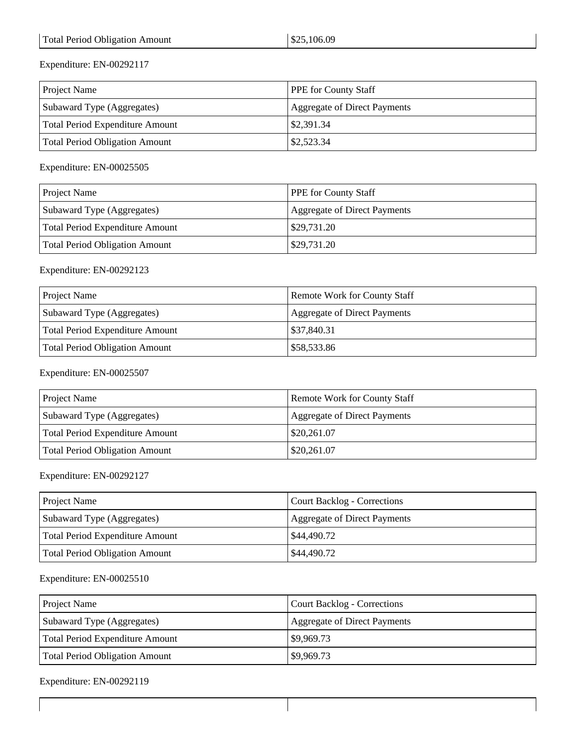| Total Period Obligation Amount | $25,106.09 |
|---|---|

Expenditure: EN-00292117

| Project Name | PPE for County Staff |
|---|---|
| Subaward Type (Aggregates) | Aggregate of Direct Payments |
| Total Period Expenditure Amount | $2,391.34 |
| Total Period Obligation Amount | $2,523.34 |

Expenditure: EN-00025505

| Project Name | PPE for County Staff |
|---|---|
| Subaward Type (Aggregates) | Aggregate of Direct Payments |
| Total Period Expenditure Amount | $29,731.20 |
| Total Period Obligation Amount | $29,731.20 |

Expenditure: EN-00292123

| Project Name | Remote Work for County Staff |
|---|---|
| Subaward Type (Aggregates) | Aggregate of Direct Payments |
| Total Period Expenditure Amount | $37,840.31 |
| Total Period Obligation Amount | $58,533.86 |

Expenditure: EN-00025507

| Project Name | Remote Work for County Staff |
|---|---|
| Subaward Type (Aggregates) | Aggregate of Direct Payments |
| Total Period Expenditure Amount | $20,261.07 |
| Total Period Obligation Amount | $20,261.07 |

Expenditure: EN-00292127

| Project Name | Court Backlog - Corrections |
|---|---|
| Subaward Type (Aggregates) | Aggregate of Direct Payments |
| Total Period Expenditure Amount | $44,490.72 |
| Total Period Obligation Amount | $44,490.72 |

Expenditure: EN-00025510

| Project Name | Court Backlog - Corrections |
|---|---|
| Subaward Type (Aggregates) | Aggregate of Direct Payments |
| Total Period Expenditure Amount | $9,969.73 |
| Total Period Obligation Amount | $9,969.73 |

Expenditure: EN-00292119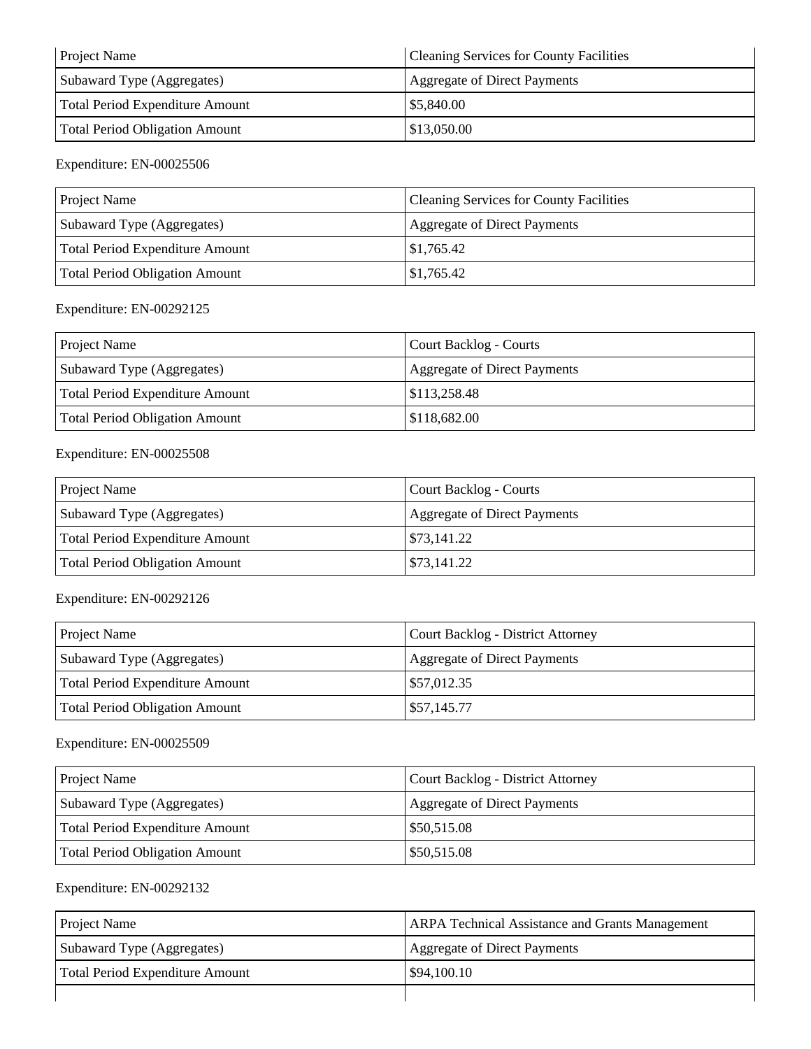| Project Name | Cleaning Services for County Facilities |
| --- | --- |
| Subaward Type (Aggregates) | Aggregate of Direct Payments |
| Total Period Expenditure Amount | $5,840.00 |
| Total Period Obligation Amount | $13,050.00 |

Expenditure: EN-00025506

| Project Name | Cleaning Services for County Facilities |
| --- | --- |
| Subaward Type (Aggregates) | Aggregate of Direct Payments |
| Total Period Expenditure Amount | $1,765.42 |
| Total Period Obligation Amount | $1,765.42 |

Expenditure: EN-00292125

| Project Name | Court Backlog - Courts |
| --- | --- |
| Subaward Type (Aggregates) | Aggregate of Direct Payments |
| Total Period Expenditure Amount | $113,258.48 |
| Total Period Obligation Amount | $118,682.00 |

Expenditure: EN-00025508

| Project Name | Court Backlog - Courts |
| --- | --- |
| Subaward Type (Aggregates) | Aggregate of Direct Payments |
| Total Period Expenditure Amount | $73,141.22 |
| Total Period Obligation Amount | $73,141.22 |

Expenditure: EN-00292126

| Project Name | Court Backlog - District Attorney |
| --- | --- |
| Subaward Type (Aggregates) | Aggregate of Direct Payments |
| Total Period Expenditure Amount | $57,012.35 |
| Total Period Obligation Amount | $57,145.77 |

Expenditure: EN-00025509

| Project Name | Court Backlog - District Attorney |
| --- | --- |
| Subaward Type (Aggregates) | Aggregate of Direct Payments |
| Total Period Expenditure Amount | $50,515.08 |
| Total Period Obligation Amount | $50,515.08 |

Expenditure: EN-00292132

| Project Name | ARPA Technical Assistance and Grants Management |
| --- | --- |
| Subaward Type (Aggregates) | Aggregate of Direct Payments |
| Total Period Expenditure Amount | $94,100.10 |
| | |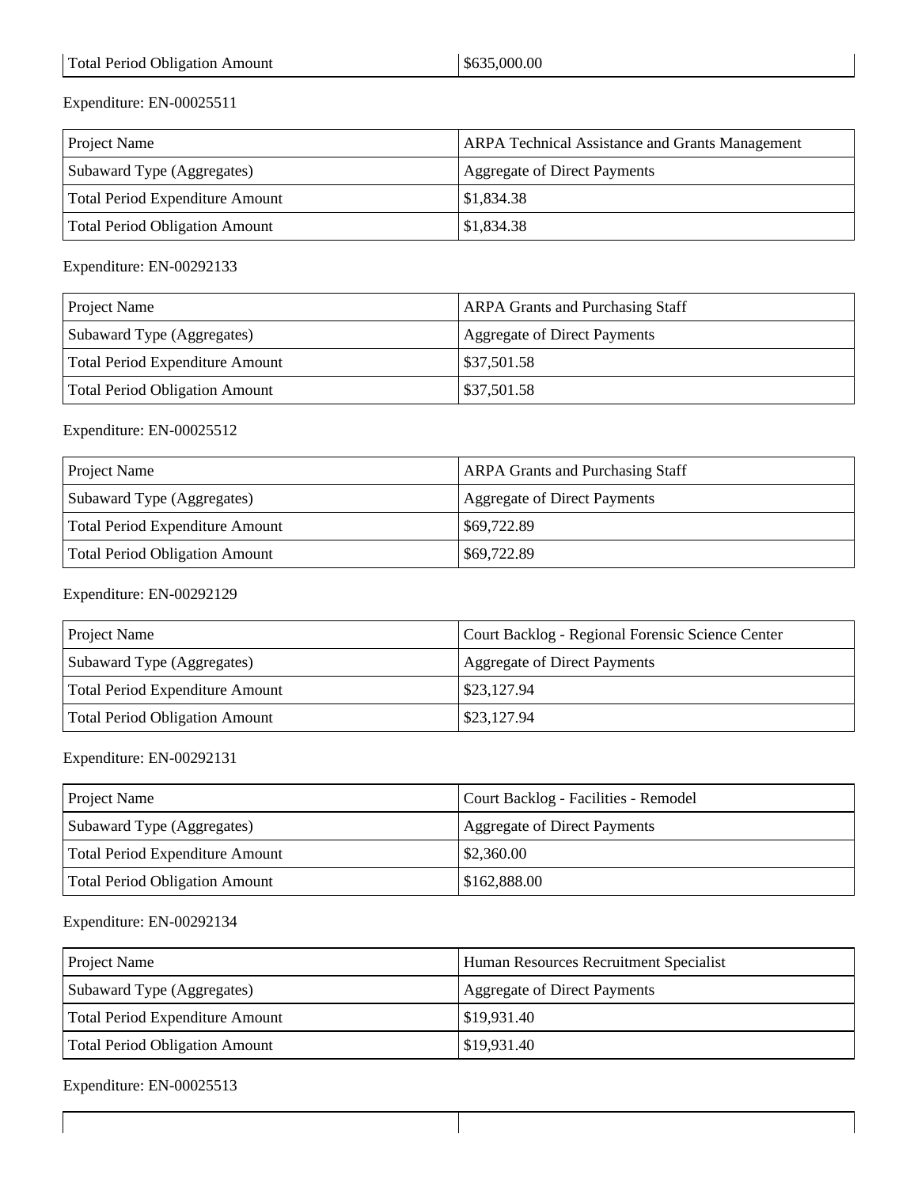| Total Period Obligation Amount | $635,000.00 |
|---|---|

Expenditure: EN-00025511

| Project Name | ARPA Technical Assistance and Grants Management |
|---|---|
| Subaward Type (Aggregates) | Aggregate of Direct Payments |
| Total Period Expenditure Amount | $1,834.38 |
| Total Period Obligation Amount | $1,834.38 |

Expenditure: EN-00292133

| Project Name | ARPA Grants and Purchasing Staff |
|---|---|
| Subaward Type (Aggregates) | Aggregate of Direct Payments |
| Total Period Expenditure Amount | $37,501.58 |
| Total Period Obligation Amount | $37,501.58 |

Expenditure: EN-00025512

| Project Name | ARPA Grants and Purchasing Staff |
|---|---|
| Subaward Type (Aggregates) | Aggregate of Direct Payments |
| Total Period Expenditure Amount | $69,722.89 |
| Total Period Obligation Amount | $69,722.89 |

Expenditure: EN-00292129

| Project Name | Court Backlog - Regional Forensic Science Center |
|---|---|
| Subaward Type (Aggregates) | Aggregate of Direct Payments |
| Total Period Expenditure Amount | $23,127.94 |
| Total Period Obligation Amount | $23,127.94 |

Expenditure: EN-00292131

| Project Name | Court Backlog - Facilities - Remodel |
|---|---|
| Subaward Type (Aggregates) | Aggregate of Direct Payments |
| Total Period Expenditure Amount | $2,360.00 |
| Total Period Obligation Amount | $162,888.00 |

Expenditure: EN-00292134

| Project Name | Human Resources Recruitment Specialist |
|---|---|
| Subaward Type (Aggregates) | Aggregate of Direct Payments |
| Total Period Expenditure Amount | $19,931.40 |
| Total Period Obligation Amount | $19,931.40 |

Expenditure: EN-00025513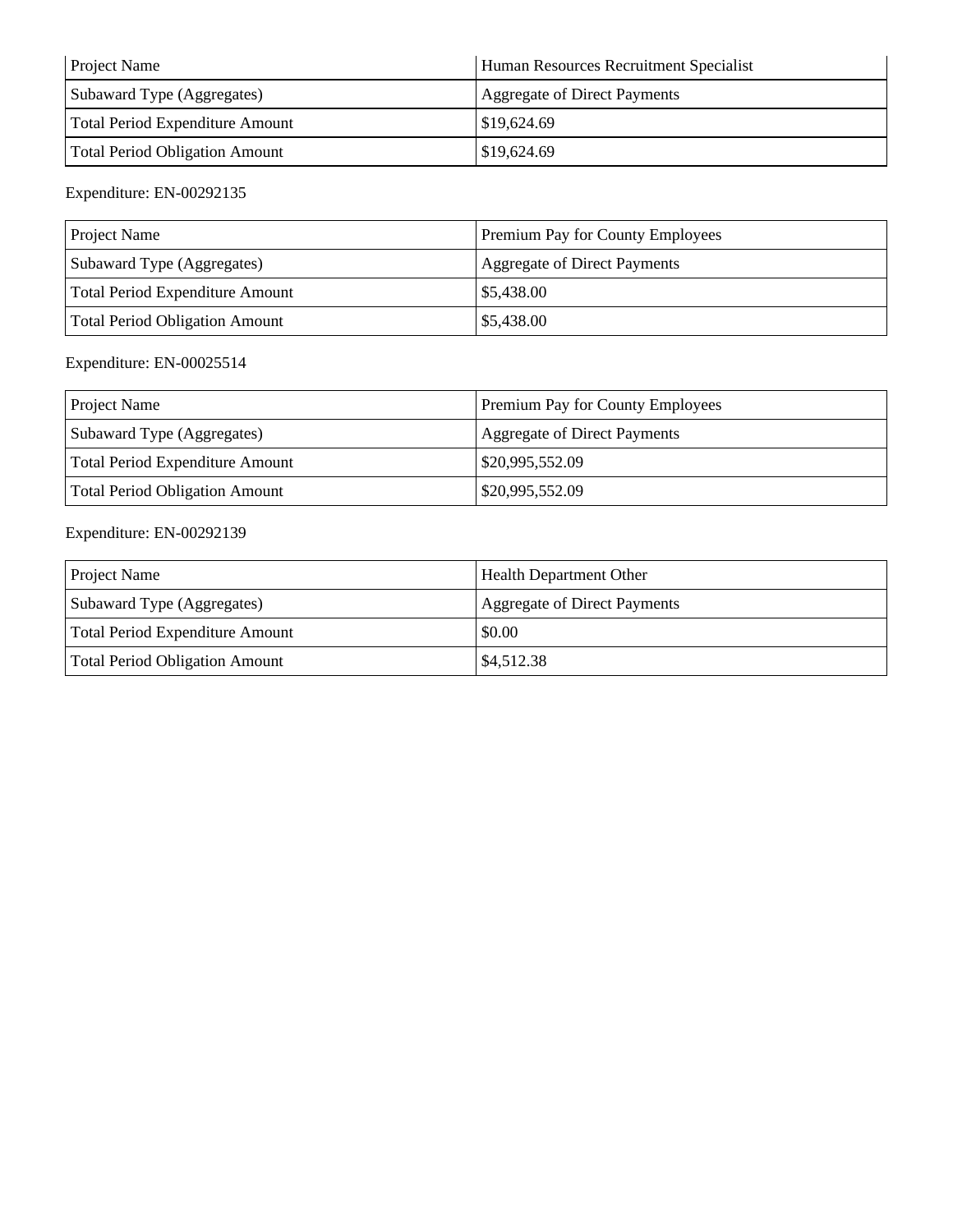| Project Name | Human Resources Recruitment Specialist |
|---|---|
| Subaward Type (Aggregates) | Aggregate of Direct Payments |
| Total Period Expenditure Amount | $19,624.69 |
| Total Period Obligation Amount | $19,624.69 |

Expenditure: EN-00292135

| Project Name | Premium Pay for County Employees |
|---|---|
| Subaward Type (Aggregates) | Aggregate of Direct Payments |
| Total Period Expenditure Amount | $5,438.00 |
| Total Period Obligation Amount | $5,438.00 |

Expenditure: EN-00025514

| Project Name | Premium Pay for County Employees |
|---|---|
| Subaward Type (Aggregates) | Aggregate of Direct Payments |
| Total Period Expenditure Amount | $20,995,552.09 |
| Total Period Obligation Amount | $20,995,552.09 |

Expenditure: EN-00292139

| Project Name | Health Department Other |
|---|---|
| Subaward Type (Aggregates) | Aggregate of Direct Payments |
| Total Period Expenditure Amount | $0.00 |
| Total Period Obligation Amount | $4,512.38 |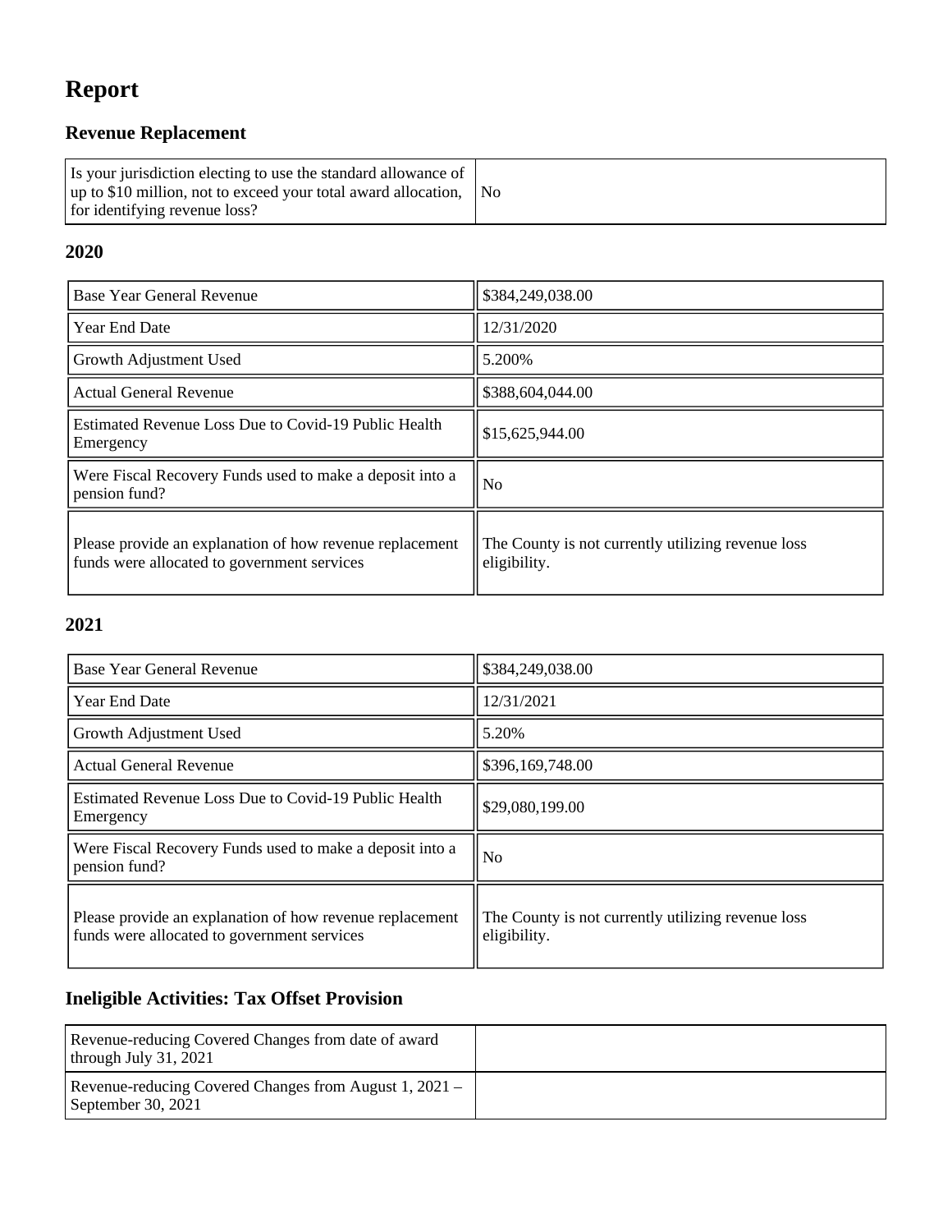# Report

## Revenue Replacement

| | |
|---|---|
| Is your jurisdiction electing to use the standard allowance of up to $10 million, not to exceed your total award allocation, for identifying revenue loss? | No |

### 2020

| | |
|---|---|
| Base Year General Revenue | $384,249,038.00 |
| Year End Date | 12/31/2020 |
| Growth Adjustment Used | 5.200% |
| Actual General Revenue | $388,604,044.00 |
| Estimated Revenue Loss Due to Covid-19 Public Health Emergency | $15,625,944.00 |
| Were Fiscal Recovery Funds used to make a deposit into a pension fund? | No |
| Please provide an explanation of how revenue replacement funds were allocated to government services | The County is not currently utilizing revenue loss eligibility. |

### 2021

| | |
|---|---|
| Base Year General Revenue | $384,249,038.00 |
| Year End Date | 12/31/2021 |
| Growth Adjustment Used | 5.20% |
| Actual General Revenue | $396,169,748.00 |
| Estimated Revenue Loss Due to Covid-19 Public Health Emergency | $29,080,199.00 |
| Were Fiscal Recovery Funds used to make a deposit into a pension fund? | No |
| Please provide an explanation of how revenue replacement funds were allocated to government services | The County is not currently utilizing revenue loss eligibility. |

## Ineligible Activities: Tax Offset Provision

| | |
|---|---|
| Revenue-reducing Covered Changes from date of award through July 31, 2021 | |
| Revenue-reducing Covered Changes from August 1, 2021 – September 30, 2021 | |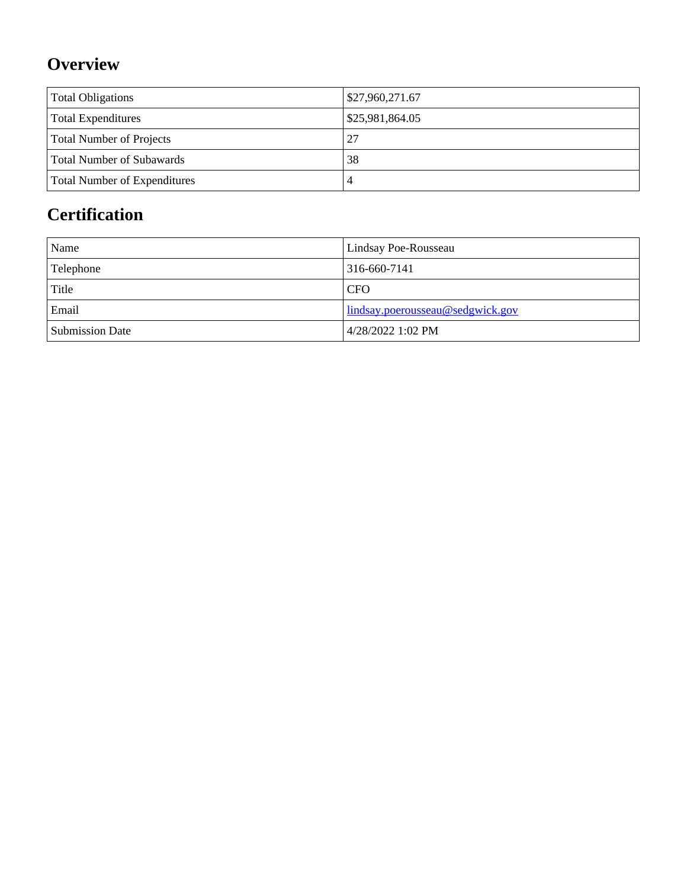## Overview

| | |
|---|---|
| Total Obligations | $27,960,271.67 |
| Total Expenditures | $25,981,864.05 |
| Total Number of Projects | 27 |
| Total Number of Subawards | 38 |
| Total Number of Expenditures | 4 |

## Certification

| | |
|---|---|
| Name | Lindsay Poe-Rousseau |
| Telephone | 316-660-7141 |
| Title | CFO |
| Email | lindsay.poerousseau@sedgwick.gov |
| Submission Date | 4/28/2022 1:02 PM |